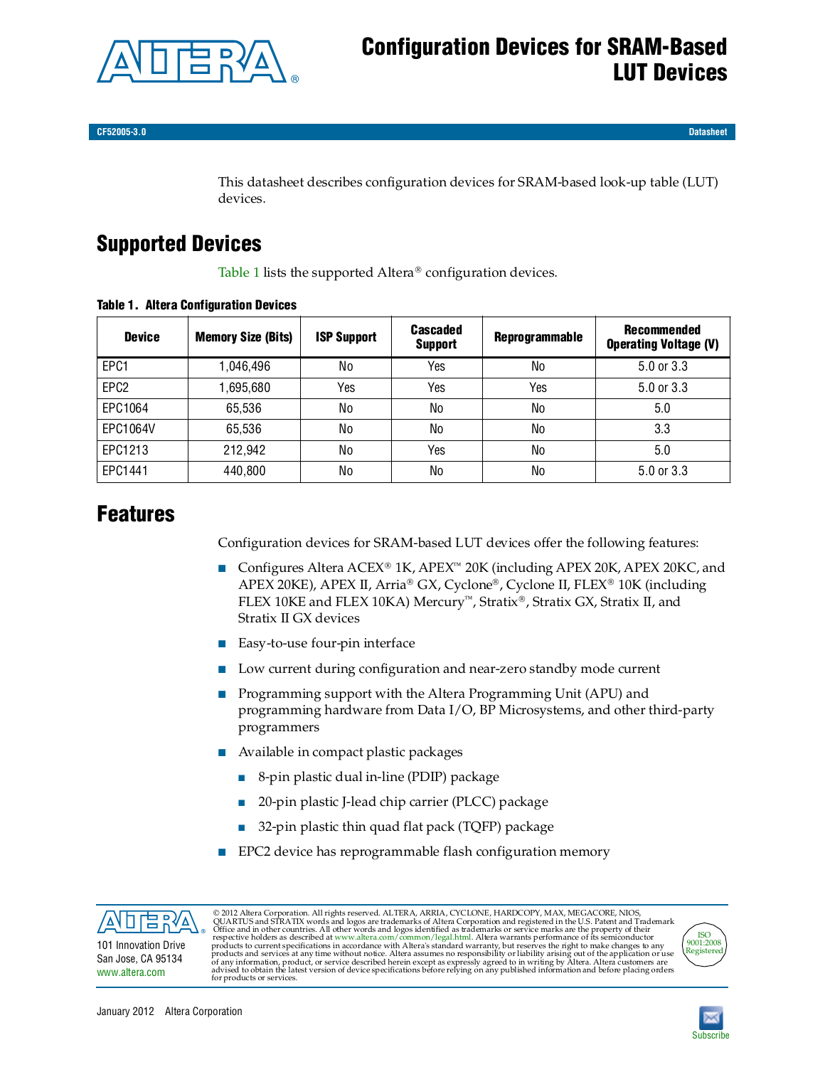# Configuration Devices for SRAM-Based LUT Devices

CF52005-3.0 Datasheet

This datasheet describes configuration devices for SRAM-based look-up table (LUT) devices.

## Supported Devices

Table 1 lists the supported Altera® configuration devices.

**Table 1. Altera Configuration Devices**

| Device | Memory Size (Bits) | ISP Support | Cascaded Support | Reprogrammable | Recommended Operating Voltage (V) |
|---|---|---|---|---|---|
| EPC1 | 1,046,496 | No | Yes | No | 5.0 or 3.3 |
| EPC2 | 1,695,680 | Yes | Yes | Yes | 5.0 or 3.3 |
| EPC1064 | 65,536 | No | No | No | 5.0 |
| EPC1064V | 65,536 | No | No | No | 3.3 |
| EPC1213 | 212,942 | No | Yes | No | 5.0 |
| EPC1441 | 440,800 | No | No | No | 5.0 or 3.3 |

## Features

Configuration devices for SRAM-based LUT devices offer the following features:

- Configures Altera ACEX® 1K, APEX™ 20K (including APEX 20K, APEX 20KC, and APEX 20KE), APEX II, Arria® GX, Cyclone®, Cyclone II, FLEX® 10K (including FLEX 10KE and FLEX 10KA) Mercury™, Stratix®, Stratix GX, Stratix II, and Stratix II GX devices
- Easy-to-use four-pin interface
- Low current during configuration and near-zero standby mode current
- Programming support with the Altera Programming Unit (APU) and programming hardware from Data I/O, BP Microsystems, and other third-party programmers
- Available in compact plastic packages
  - 8-pin plastic dual in-line (PDIP) package
  - 20-pin plastic J-lead chip carrier (PLCC) package
  - 32-pin plastic thin quad flat pack (TQFP) package
- EPC2 device has reprogrammable flash configuration memory

101 Innovation Drive
San Jose, CA 95134
www.altera.com

© 2012 Altera Corporation. All rights reserved. ALTERA, ARRIA, CYCLONE, HARDCOPY, MAX, MEGACORE, NIOS, QUARTUS and STRATIX words and logos are trademarks of Altera Corporation and registered in the U.S. Patent and Trademark Office and in other countries. All other words and logos identified as trademarks or service marks are the property of their respective holders as described at www.altera.com/common/legal.html. Altera warrants performance of its semiconductor products to current specifications in accordance with Altera's standard warranty, but reserves the right to make changes to any products and services at any time without notice. Altera assumes no responsibility or liability arising out of the application or use of any information, product, or service described herein except as expressly agreed to in writing by Altera. Altera customers are advised to obtain the latest version of device specifications before relying on any published information and before placing orders for products or services.

ISO 9001:2008 Registered

January 2012 Altera Corporation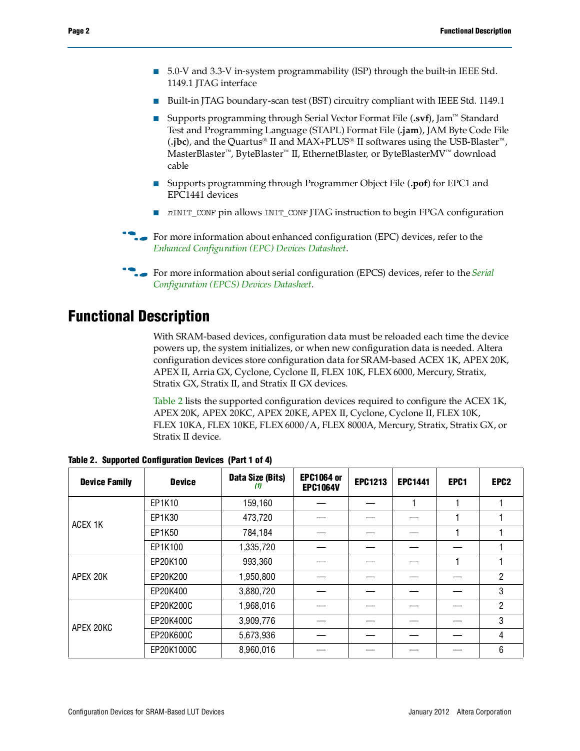- 5.0-V and 3.3-V in-system programmability (ISP) through the built-in IEEE Std. 1149.1 JTAG interface
- Built-in JTAG boundary-scan test (BST) circuitry compliant with IEEE Std. 1149.1
- Supports programming through Serial Vector Format File (**.svf**), Jam™ Standard Test and Programming Language (STAPL) Format File (**.jam**), JAM Byte Code File (**.jbc**), and the Quartus® II and MAX+PLUS® II softwares using the USB-Blaster™, MasterBlaster™, ByteBlaster™ II, EthernetBlaster, or ByteBlasterMV™ download cable
- Supports programming through Programmer Object File (**.pof**) for EPC1 and EPC1441 devices
- `nINIT_CONF` pin allows `INIT_CONF` JTAG instruction to begin FPGA configuration

For more information about enhanced configuration (EPC) devices, refer to the *Enhanced Configuration (EPC) Devices Datasheet*.

For more information about serial configuration (EPCS) devices, refer to the *Serial Configuration (EPCS) Devices Datasheet*.

# Functional Description

With SRAM-based devices, configuration data must be reloaded each time the device powers up, the system initializes, or when new configuration data is needed. Altera configuration devices store configuration data for SRAM-based ACEX 1K, APEX 20K, APEX II, Arria GX, Cyclone, Cyclone II, FLEX 10K, FLEX 6000, Mercury, Stratix, Stratix GX, Stratix II, and Stratix II GX devices.

Table 2 lists the supported configuration devices required to configure the ACEX 1K, APEX 20K, APEX 20KC, APEX 20KE, APEX II, Cyclone, Cyclone II, FLEX 10K, FLEX 10KA, FLEX 10KE, FLEX 6000/A, FLEX 8000A, Mercury, Stratix, Stratix GX, or Stratix II device.

**Table 2. Supported Configuration Devices (Part 1 of 4)**

| Device Family | Device | Data Size (Bits) (1) | EPC1064 or EPC1064V | EPC1213 | EPC1441 | EPC1 | EPC2 |
|---|---|---|---|---|---|---|---|
| ACEX 1K | EP1K10 | 159,160 | — | — | 1 | 1 | 1 |
| | EP1K30 | 473,720 | — | — | — | 1 | 1 |
| | EP1K50 | 784,184 | — | — | — | 1 | 1 |
| | EP1K100 | 1,335,720 | — | — | — | — | 1 |
| APEX 20K | EP20K100 | 993,360 | — | — | — | 1 | 1 |
| | EP20K200 | 1,950,800 | — | — | — | — | 2 |
| | EP20K400 | 3,880,720 | — | — | — | — | 3 |
| APEX 20KC | EP20K200C | 1,968,016 | — | — | — | — | 2 |
| | EP20K400C | 3,909,776 | — | — | — | — | 3 |
| | EP20K600C | 5,673,936 | — | — | — | — | 4 |
| | EP20K1000C | 8,960,016 | — | — | — | — | 6 |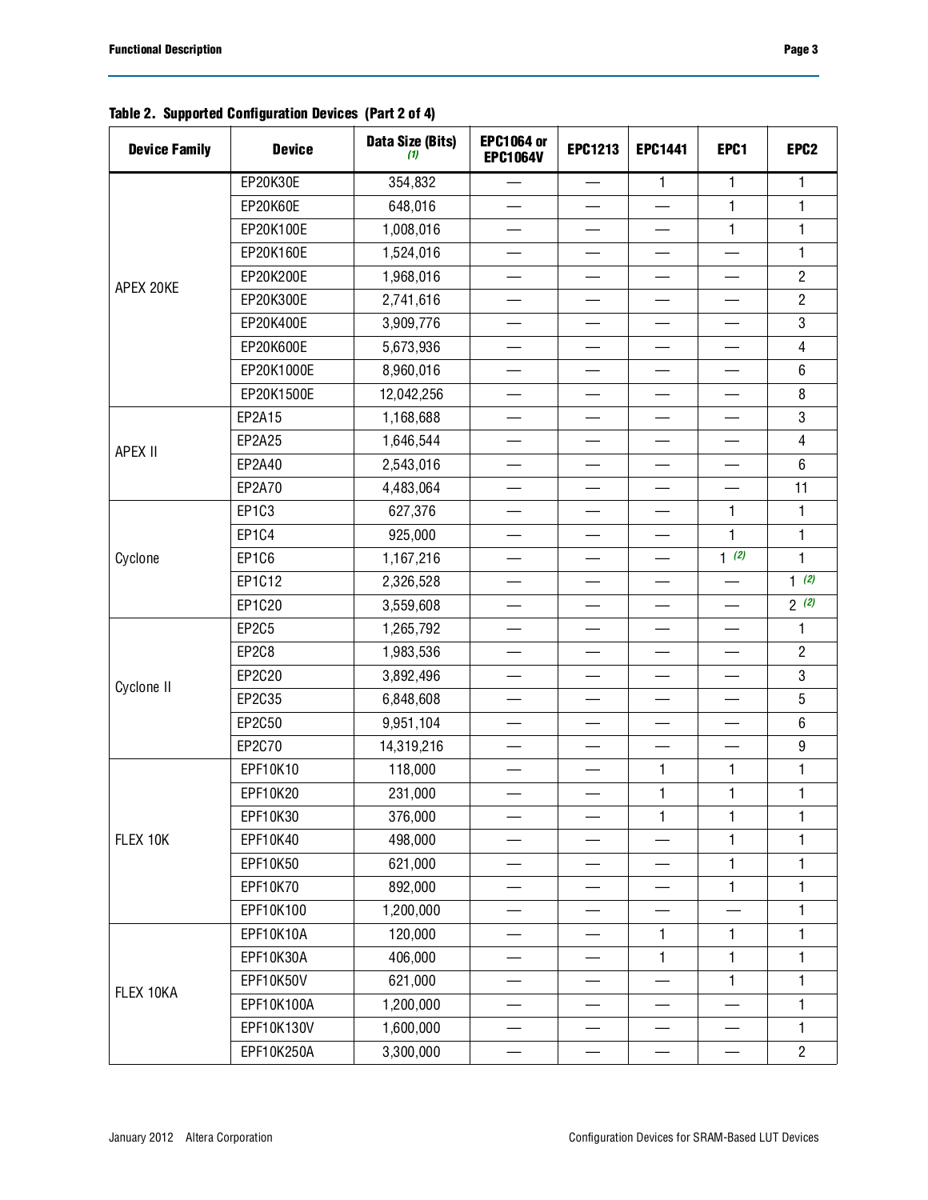**Table 2. Supported Configuration Devices (Part 2 of 4)**

| Device Family | Device | Data Size (Bits) (1) | EPC1064 or EPC1064V | EPC1213 | EPC1441 | EPC1 | EPC2 |
|---|---|---|---|---|---|---|---|
| APEX 20KE | EP20K30E | 354,832 | — | — | 1 | 1 | 1 |
| | EP20K60E | 648,016 | — | — | — | 1 | 1 |
| | EP20K100E | 1,008,016 | — | — | — | 1 | 1 |
| | EP20K160E | 1,524,016 | — | — | — | — | 1 |
| | EP20K200E | 1,968,016 | — | — | — | — | 2 |
| | EP20K300E | 2,741,616 | — | — | — | — | 2 |
| | EP20K400E | 3,909,776 | — | — | — | — | 3 |
| | EP20K600E | 5,673,936 | — | — | — | — | 4 |
| | EP20K1000E | 8,960,016 | — | — | — | — | 6 |
| | EP20K1500E | 12,042,256 | — | — | — | — | 8 |
| APEX II | EP2A15 | 1,168,688 | — | — | — | — | 3 |
| | EP2A25 | 1,646,544 | — | — | — | — | 4 |
| | EP2A40 | 2,543,016 | — | — | — | — | 6 |
| | EP2A70 | 4,483,064 | — | — | — | — | 11 |
| Cyclone | EP1C3 | 627,376 | — | — | — | 1 | 1 |
| | EP1C4 | 925,000 | — | — | — | 1 | 1 |
| | EP1C6 | 1,167,216 | — | — | — | 1 (2) | 1 |
| | EP1C12 | 2,326,528 | — | — | — | — | 1 (2) |
| | EP1C20 | 3,559,608 | — | — | — | — | 2 (2) |
| Cyclone II | EP2C5 | 1,265,792 | — | — | — | — | 1 |
| | EP2C8 | 1,983,536 | — | — | — | — | 2 |
| | EP2C20 | 3,892,496 | — | — | — | — | 3 |
| | EP2C35 | 6,848,608 | — | — | — | — | 5 |
| | EP2C50 | 9,951,104 | — | — | — | — | 6 |
| | EP2C70 | 14,319,216 | — | — | — | — | 9 |
| FLEX 10K | EPF10K10 | 118,000 | — | — | 1 | 1 | 1 |
| | EPF10K20 | 231,000 | — | — | 1 | 1 | 1 |
| | EPF10K30 | 376,000 | — | — | 1 | 1 | 1 |
| | EPF10K40 | 498,000 | — | — | — | 1 | 1 |
| | EPF10K50 | 621,000 | — | — | — | 1 | 1 |
| | EPF10K70 | 892,000 | — | — | — | 1 | 1 |
| | EPF10K100 | 1,200,000 | — | — | — | — | 1 |
| FLEX 10KA | EPF10K10A | 120,000 | — | — | 1 | 1 | 1 |
| | EPF10K30A | 406,000 | — | — | 1 | 1 | 1 |
| | EPF10K50V | 621,000 | — | — | — | 1 | 1 |
| | EPF10K100A | 1,200,000 | — | — | — | — | 1 |
| | EPF10K130V | 1,600,000 | — | — | — | — | 1 |
| | EPF10K250A | 3,300,000 | — | — | — | — | 2 |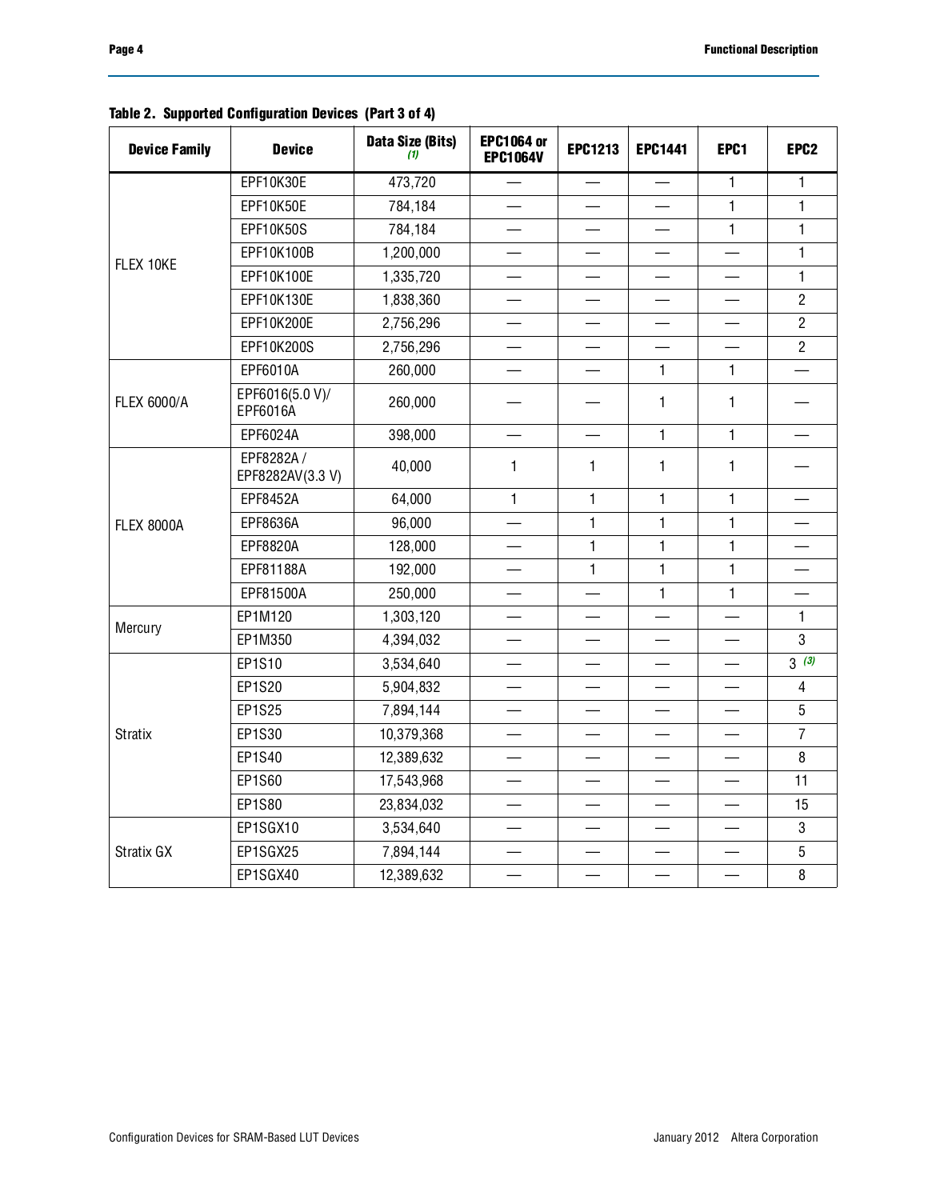**Table 2. Supported Configuration Devices (Part 3 of 4)**

| Device Family | Device | Data Size (Bits) (1) | EPC1064 or EPC1064V | EPC1213 | EPC1441 | EPC1 | EPC2 |
|---|---|---|---|---|---|---|---|
| FLEX 10KE | EPF10K30E | 473,720 | — | — | — | 1 | 1 |
| | EPF10K50E | 784,184 | — | — | — | 1 | 1 |
| | EPF10K50S | 784,184 | — | — | — | 1 | 1 |
| | EPF10K100B | 1,200,000 | — | — | — | — | 1 |
| | EPF10K100E | 1,335,720 | — | — | — | — | 1 |
| | EPF10K130E | 1,838,360 | — | — | — | — | 2 |
| | EPF10K200E | 2,756,296 | — | — | — | — | 2 |
| | EPF10K200S | 2,756,296 | — | — | — | — | 2 |
| FLEX 6000/A | EPF6010A | 260,000 | — | — | 1 | 1 | — |
| | EPF6016(5.0 V)/ EPF6016A | 260,000 | — | — | 1 | 1 | — |
| | EPF6024A | 398,000 | — | — | 1 | 1 | — |
| FLEX 8000A | EPF8282A / EPF8282AV(3.3 V) | 40,000 | 1 | 1 | 1 | 1 | — |
| | EPF8452A | 64,000 | 1 | 1 | 1 | 1 | — |
| | EPF8636A | 96,000 | — | 1 | 1 | 1 | — |
| | EPF8820A | 128,000 | — | 1 | 1 | 1 | — |
| | EPF81188A | 192,000 | — | 1 | 1 | 1 | — |
| | EPF81500A | 250,000 | — | — | 1 | 1 | — |
| Mercury | EP1M120 | 1,303,120 | — | — | — | — | 1 |
| | EP1M350 | 4,394,032 | — | — | — | — | 3 |
| Stratix | EP1S10 | 3,534,640 | — | — | — | — | 3 (3) |
| | EP1S20 | 5,904,832 | — | — | — | — | 4 |
| | EP1S25 | 7,894,144 | — | — | — | — | 5 |
| | EP1S30 | 10,379,368 | — | — | — | — | 7 |
| | EP1S40 | 12,389,632 | — | — | — | — | 8 |
| | EP1S60 | 17,543,968 | — | — | — | — | 11 |
| | EP1S80 | 23,834,032 | — | — | — | — | 15 |
| Stratix GX | EP1SGX10 | 3,534,640 | — | — | — | — | 3 |
| | EP1SGX25 | 7,894,144 | — | — | — | — | 5 |
| | EP1SGX40 | 12,389,632 | — | — | — | — | 8 |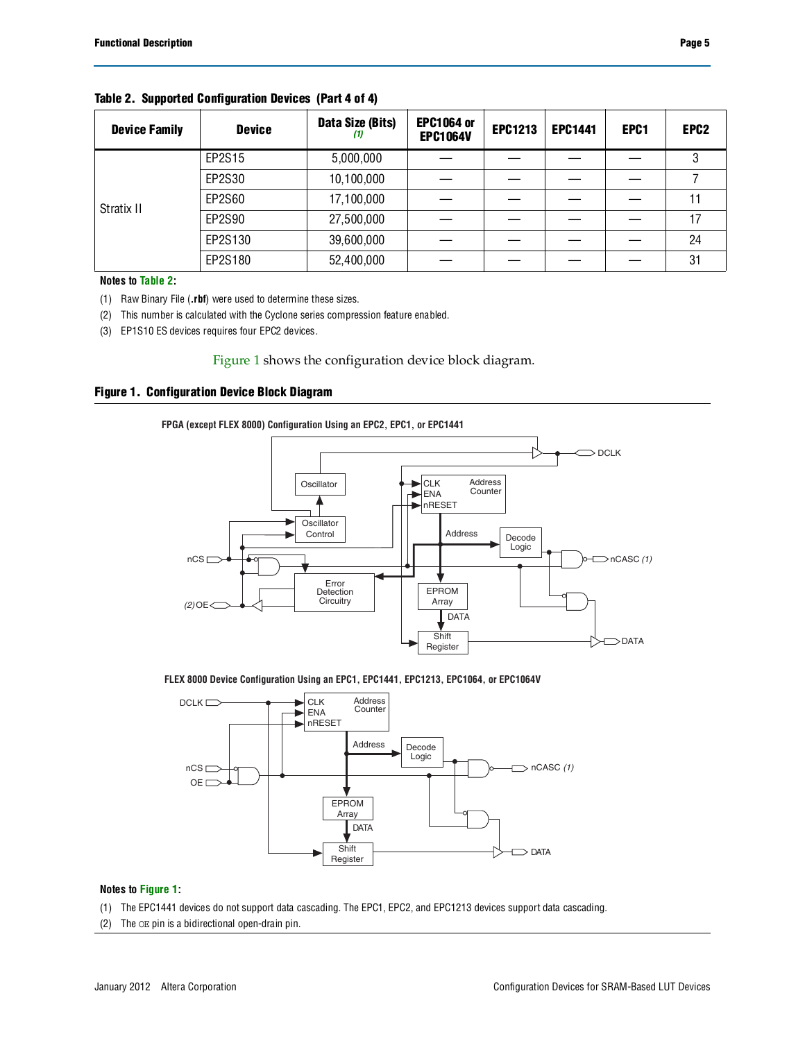**Table 2. Supported Configuration Devices (Part 4 of 4)**

| Device Family | Device | Data Size (Bits) *(1)* | EPC1064 or EPC1064V | EPC1213 | EPC1441 | EPC1 | EPC2 |
|---|---|---|---|---|---|---|---|
| Stratix II | EP2S15 | 5,000,000 | — | — | — | — | 3 |
| | EP2S30 | 10,100,000 | — | — | — | — | 7 |
| | EP2S60 | 17,100,000 | — | — | — | — | 11 |
| | EP2S90 | 27,500,000 | — | — | — | — | 17 |
| | EP2S130 | 39,600,000 | — | — | — | — | 24 |
| | EP2S180 | 52,400,000 | — | — | — | — | 31 |

**Notes to Table 2:**

(1) Raw Binary File (**.rbf**) were used to determine these sizes.

(2) This number is calculated with the Cyclone series compression feature enabled.

(3) EP1S10 ES devices requires four EPC2 devices.

Figure 1 shows the configuration device block diagram.

**Figure 1. Configuration Device Block Diagram**

**FPGA (except FLEX 8000) Configuration Using an EPC2, EPC1, or EPC1441**

DCLK, Oscillator, Oscillator Control, CLK, ENA, nRESET, Address Counter, Address, Decode Logic, nCS, nCASC *(1)*, Error Detection Circuitry, *(2)* OE, EPROM Array, DATA, Shift Register, DATA

**FLEX 8000 Device Configuration Using an EPC1, EPC1441, EPC1213, EPC1064, or EPC1064V**

DCLK, CLK, ENA, nRESET, Address Counter, Address, Decode Logic, nCS, OE, nCASC *(1)*, EPROM Array, DATA, Shift Register, DATA

**Notes to Figure 1:**

(1) The EPC1441 devices do not support data cascading. The EPC1, EPC2, and EPC1213 devices support data cascading.

(2) The OE pin is a bidirectional open-drain pin.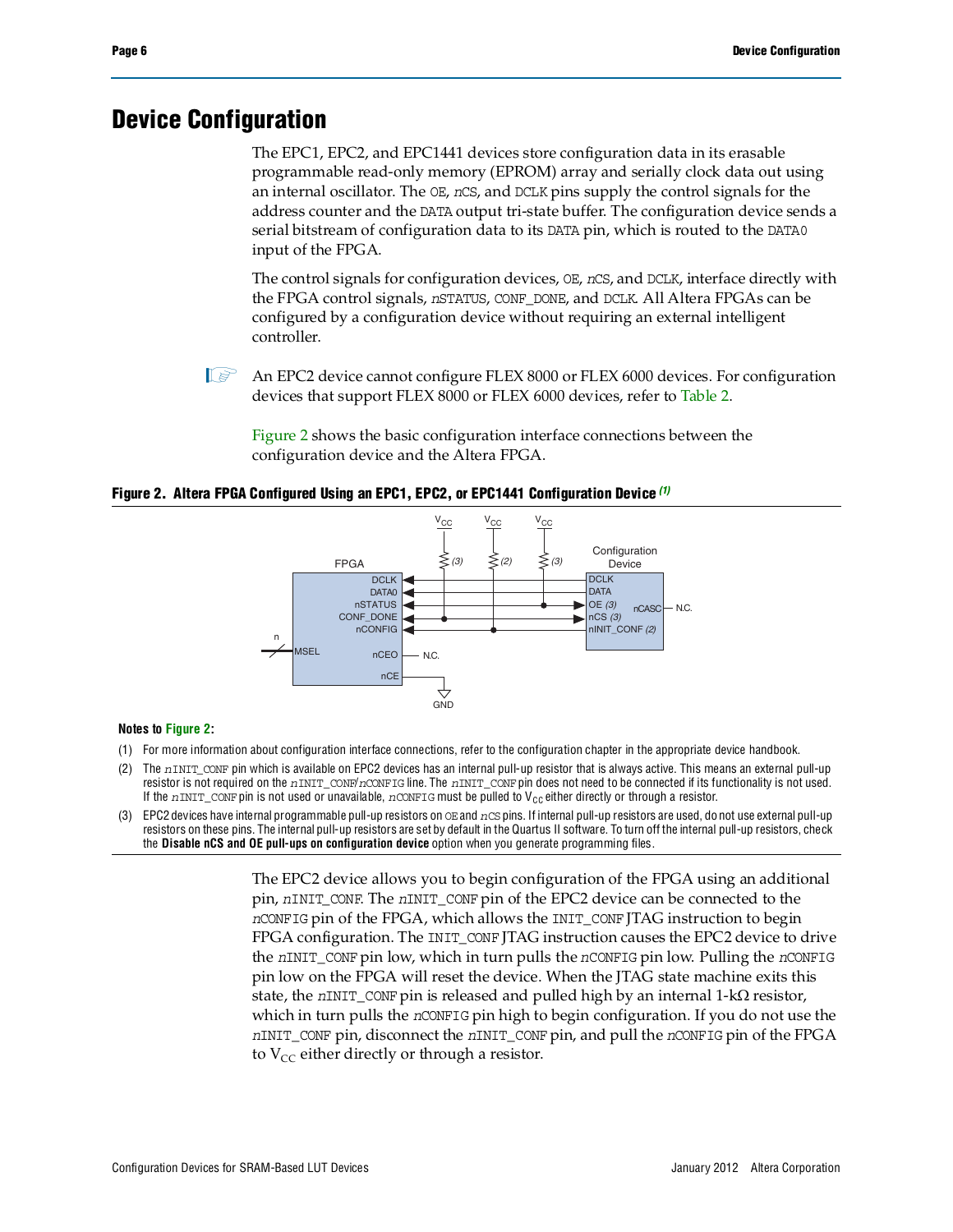# Device Configuration

The EPC1, EPC2, and EPC1441 devices store configuration data in its erasable programmable read-only memory (EPROM) array and serially clock data out using an internal oscillator. The OE, *n*CS, and DCLK pins supply the control signals for the address counter and the DATA output tri-state buffer. The configuration device sends a serial bitstream of configuration data to its DATA pin, which is routed to the DATA0 input of the FPGA.

The control signals for configuration devices, OE, *n*CS, and DCLK, interface directly with the FPGA control signals, *n*STATUS, CONF_DONE, and DCLK. All Altera FPGAs can be configured by a configuration device without requiring an external intelligent controller.

An EPC2 device cannot configure FLEX 8000 or FLEX 6000 devices. For configuration devices that support FLEX 8000 or FLEX 6000 devices, refer to Table 2.

Figure 2 shows the basic configuration interface connections between the configuration device and the Altera FPGA.

**Figure 2. Altera FPGA Configured Using an EPC1, EPC2, or EPC1441 Configuration Device** *(1)*

**Notes to Figure 2:**

(1) For more information about configuration interface connections, refer to the configuration chapter in the appropriate device handbook.

(2) The *n*INIT_CONF pin which is available on EPC2 devices has an internal pull-up resistor that is always active. This means an external pull-up resistor is not required on the *n*INIT_CONF/*n*CONFIG line. The *n*INIT_CONF pin does not need to be connected if its functionality is not used. If the *n*INIT_CONF pin is not used or unavailable, *n*CONFIG must be pulled to $V_{CC}$ either directly or through a resistor.

(3) EPC2 devices have internal programmable pull-up resistors on OE and *n*CS pins. If internal pull-up resistors are used, do not use external pull-up resistors on these pins. The internal pull-up resistors are set by default in the Quartus II software. To turn off the internal pull-up resistors, check the **Disable nCS and OE pull-ups on configuration device** option when you generate programming files.

The EPC2 device allows you to begin configuration of the FPGA using an additional pin, *n*INIT_CONF. The *n*INIT_CONF pin of the EPC2 device can be connected to the *n*CONFIG pin of the FPGA, which allows the INIT_CONF JTAG instruction to begin FPGA configuration. The INIT_CONF JTAG instruction causes the EPC2 device to drive the *n*INIT_CONF pin low, which in turn pulls the *n*CONFIG pin low. Pulling the *n*CONFIG pin low on the FPGA will reset the device. When the JTAG state machine exits this state, the *n*INIT_CONF pin is released and pulled high by an internal 1-kΩ resistor, which in turn pulls the *n*CONFIG pin high to begin configuration. If you do not use the *n*INIT_CONF pin, disconnect the *n*INIT_CONF pin, and pull the *n*CONFIG pin of the FPGA to $V_{CC}$ either directly or through a resistor.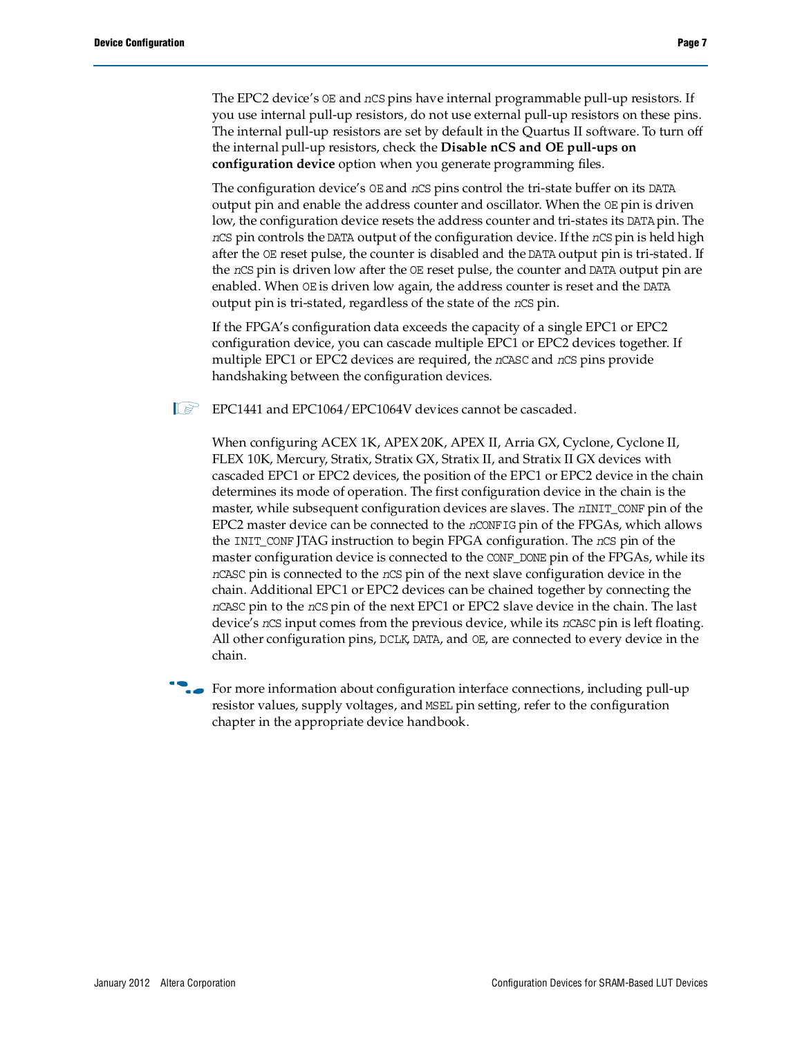The EPC2 device's OE and *n*CS pins have internal programmable pull-up resistors. If you use internal pull-up resistors, do not use external pull-up resistors on these pins. The internal pull-up resistors are set by default in the Quartus II software. To turn off the internal pull-up resistors, check the **Disable nCS and OE pull-ups on configuration device** option when you generate programming files.

The configuration device's OE and *n*CS pins control the tri-state buffer on its DATA output pin and enable the address counter and oscillator. When the OE pin is driven low, the configuration device resets the address counter and tri-states its DATA pin. The *n*CS pin controls the DATA output of the configuration device. If the *n*CS pin is held high after the OE reset pulse, the counter is disabled and the DATA output pin is tri-stated. If the *n*CS pin is driven low after the OE reset pulse, the counter and DATA output pin are enabled. When OE is driven low again, the address counter is reset and the DATA output pin is tri-stated, regardless of the state of the *n*CS pin.

If the FPGA's configuration data exceeds the capacity of a single EPC1 or EPC2 configuration device, you can cascade multiple EPC1 or EPC2 devices together. If multiple EPC1 or EPC2 devices are required, the *n*CASC and *n*CS pins provide handshaking between the configuration devices.

EPC1441 and EPC1064/EPC1064V devices cannot be cascaded.

When configuring ACEX 1K, APEX 20K, APEX II, Arria GX, Cyclone, Cyclone II, FLEX 10K, Mercury, Stratix, Stratix GX, Stratix II, and Stratix II GX devices with cascaded EPC1 or EPC2 devices, the position of the EPC1 or EPC2 device in the chain determines its mode of operation. The first configuration device in the chain is the master, while subsequent configuration devices are slaves. The *n*INIT_CONF pin of the EPC2 master device can be connected to the *n*CONFIG pin of the FPGAs, which allows the INIT_CONF JTAG instruction to begin FPGA configuration. The *n*CS pin of the master configuration device is connected to the CONF_DONE pin of the FPGAs, while its *n*CASC pin is connected to the *n*CS pin of the next slave configuration device in the chain. Additional EPC1 or EPC2 devices can be chained together by connecting the *n*CASC pin to the *n*CS pin of the next EPC1 or EPC2 slave device in the chain. The last device's *n*CS input comes from the previous device, while its *n*CASC pin is left floating. All other configuration pins, DCLK, DATA, and OE, are connected to every device in the chain.

For more information about configuration interface connections, including pull-up resistor values, supply voltages, and MSEL pin setting, refer to the configuration chapter in the appropriate device handbook.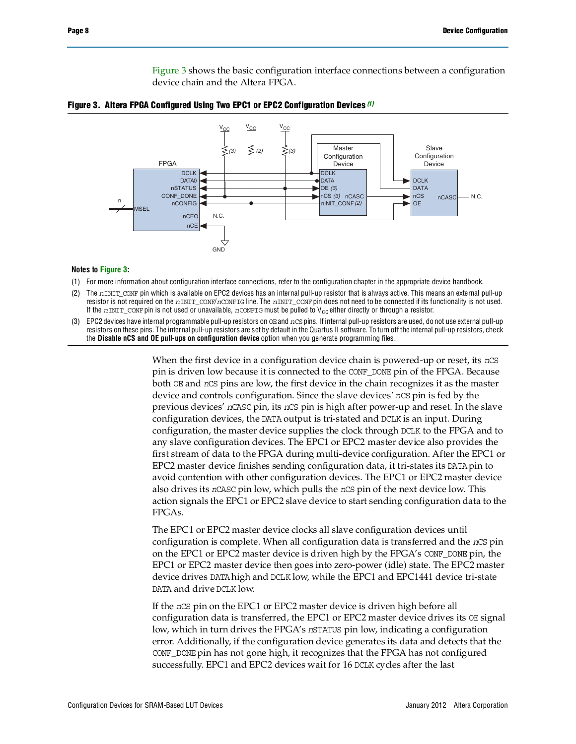Figure 3 shows the basic configuration interface connections between a configuration device chain and the Altera FPGA.

**Figure 3. Altera FPGA Configured Using Two EPC1 or EPC2 Configuration Devices** *(1)*

**Notes to Figure 3:**

(1) For more information about configuration interface connections, refer to the configuration chapter in the appropriate device handbook.

(2) The nINIT_CONF pin which is available on EPC2 devices has an internal pull-up resistor that is always active. This means an external pull-up resistor is not required on the nINIT_CONF/nCONFIG line. The nINIT_CONF pin does not need to be connected if its functionality is not used. If the nINIT_CONF pin is not used or unavailable, nCONFIG must be pulled to $V_{CC}$ either directly or through a resistor.

(3) EPC2 devices have internal programmable pull-up resistors on OE and nCS pins. If internal pull-up resistors are used, do not use external pull-up resistors on these pins. The internal pull-up resistors are set by default in the Quartus II software. To turn off the internal pull-up resistors, check the **Disable nCS and OE pull-ups on configuration device** option when you generate programming files.

When the first device in a configuration device chain is powered-up or reset, its nCS pin is driven low because it is connected to the CONF_DONE pin of the FPGA. Because both OE and nCS pins are low, the first device in the chain recognizes it as the master device and controls configuration. Since the slave devices' nCS pin is fed by the previous devices' nCASC pin, its nCS pin is high after power-up and reset. In the slave configuration devices, the DATA output is tri-stated and DCLK is an input. During configuration, the master device supplies the clock through DCLK to the FPGA and to any slave configuration devices. The EPC1 or EPC2 master device also provides the first stream of data to the FPGA during multi-device configuration. After the EPC1 or EPC2 master device finishes sending configuration data, it tri-states its DATA pin to avoid contention with other configuration devices. The EPC1 or EPC2 master device also drives its nCASC pin low, which pulls the nCS pin of the next device low. This action signals the EPC1 or EPC2 slave device to start sending configuration data to the FPGAs.

The EPC1 or EPC2 master device clocks all slave configuration devices until configuration is complete. When all configuration data is transferred and the nCS pin on the EPC1 or EPC2 master device is driven high by the FPGA's CONF_DONE pin, the EPC1 or EPC2 master device then goes into zero-power (idle) state. The EPC2 master device drives DATA high and DCLK low, while the EPC1 and EPC1441 device tri-state DATA and drive DCLK low.

If the nCS pin on the EPC1 or EPC2 master device is driven high before all configuration data is transferred, the EPC1 or EPC2 master device drives its OE signal low, which in turn drives the FPGA's nSTATUS pin low, indicating a configuration error. Additionally, if the configuration device generates its data and detects that the CONF_DONE pin has not gone high, it recognizes that the FPGA has not configured successfully. EPC1 and EPC2 devices wait for 16 DCLK cycles after the last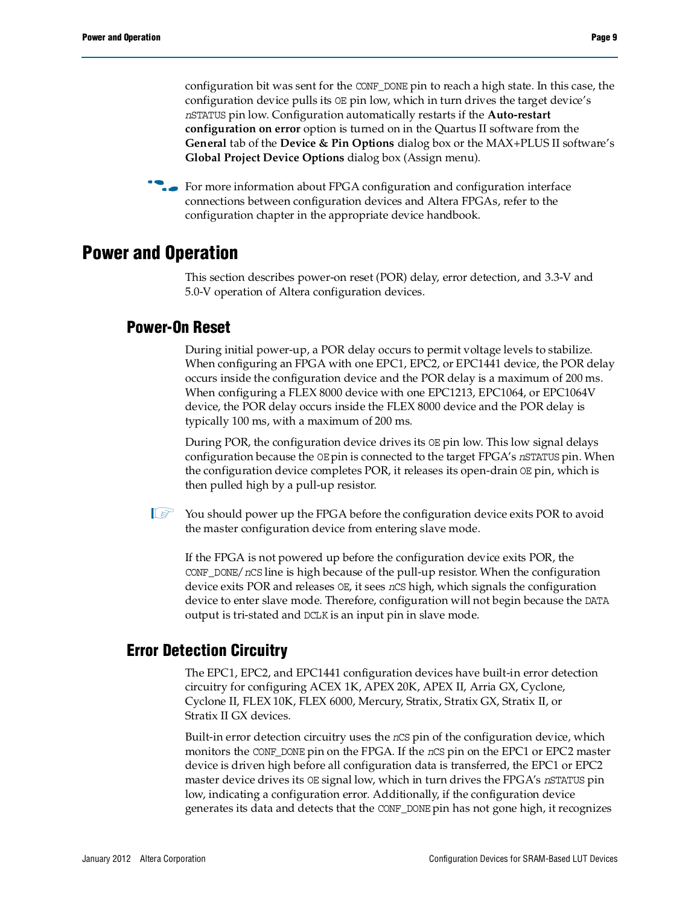configuration bit was sent for the CONF_DONE pin to reach a high state. In this case, the configuration device pulls its OE pin low, which in turn drives the target device's *n*STATUS pin low. Configuration automatically restarts if the **Auto-restart configuration on error** option is turned on in the Quartus II software from the **General** tab of the **Device & Pin Options** dialog box or the MAX+PLUS II software's **Global Project Device Options** dialog box (Assign menu).

For more information about FPGA configuration and configuration interface connections between configuration devices and Altera FPGAs, refer to the configuration chapter in the appropriate device handbook.

# Power and Operation

This section describes power-on reset (POR) delay, error detection, and 3.3-V and 5.0-V operation of Altera configuration devices.

## Power-On Reset

During initial power-up, a POR delay occurs to permit voltage levels to stabilize. When configuring an FPGA with one EPC1, EPC2, or EPC1441 device, the POR delay occurs inside the configuration device and the POR delay is a maximum of 200 ms. When configuring a FLEX 8000 device with one EPC1213, EPC1064, or EPC1064V device, the POR delay occurs inside the FLEX 8000 device and the POR delay is typically 100 ms, with a maximum of 200 ms.

During POR, the configuration device drives its OE pin low. This low signal delays configuration because the OE pin is connected to the target FPGA's *n*STATUS pin. When the configuration device completes POR, it releases its open-drain OE pin, which is then pulled high by a pull-up resistor.

You should power up the FPGA before the configuration device exits POR to avoid the master configuration device from entering slave mode.

If the FPGA is not powered up before the configuration device exits POR, the CONF_DONE/*n*CS line is high because of the pull-up resistor. When the configuration device exits POR and releases OE, it sees *n*CS high, which signals the configuration device to enter slave mode. Therefore, configuration will not begin because the DATA output is tri-stated and DCLK is an input pin in slave mode.

## Error Detection Circuitry

The EPC1, EPC2, and EPC1441 configuration devices have built-in error detection circuitry for configuring ACEX 1K, APEX 20K, APEX II, Arria GX, Cyclone, Cyclone II, FLEX 10K, FLEX 6000, Mercury, Stratix, Stratix GX, Stratix II, or Stratix II GX devices.

Built-in error detection circuitry uses the *n*CS pin of the configuration device, which monitors the CONF_DONE pin on the FPGA. If the *n*CS pin on the EPC1 or EPC2 master device is driven high before all configuration data is transferred, the EPC1 or EPC2 master device drives its OE signal low, which in turn drives the FPGA's *n*STATUS pin low, indicating a configuration error. Additionally, if the configuration device generates its data and detects that the CONF_DONE pin has not gone high, it recognizes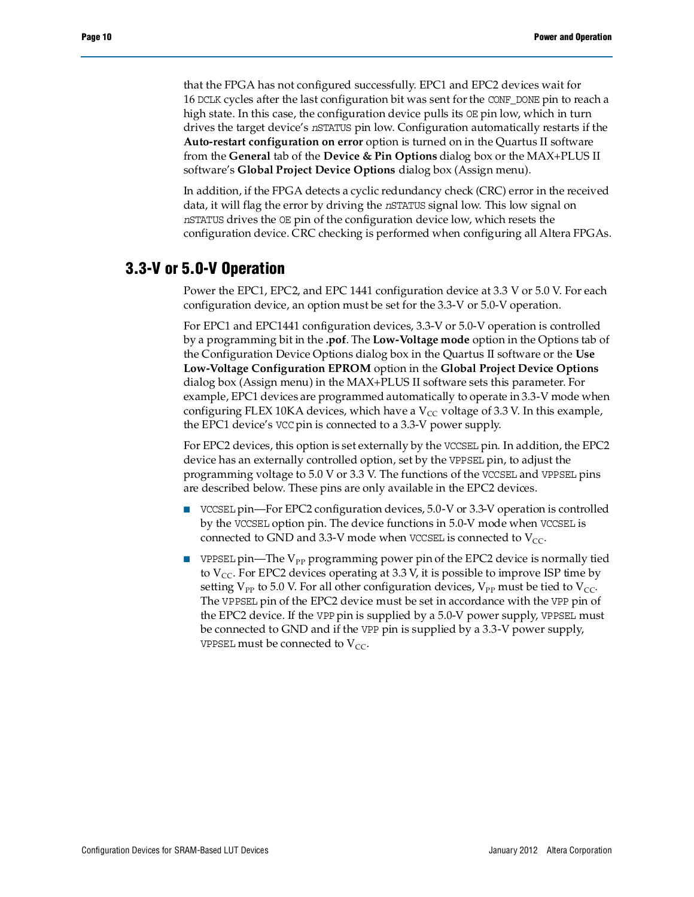that the FPGA has not configured successfully. EPC1 and EPC2 devices wait for 16 DCLK cycles after the last configuration bit was sent for the CONF_DONE pin to reach a high state. In this case, the configuration device pulls its OE pin low, which in turn drives the target device's *n*STATUS pin low. Configuration automatically restarts if the **Auto-restart configuration on error** option is turned on in the Quartus II software from the **General** tab of the **Device & Pin Options** dialog box or the MAX+PLUS II software's **Global Project Device Options** dialog box (Assign menu).

In addition, if the FPGA detects a cyclic redundancy check (CRC) error in the received data, it will flag the error by driving the *n*STATUS signal low. This low signal on *n*STATUS drives the OE pin of the configuration device low, which resets the configuration device. CRC checking is performed when configuring all Altera FPGAs.

## 3.3-V or 5.0-V Operation

Power the EPC1, EPC2, and EPC 1441 configuration device at 3.3 V or 5.0 V. For each configuration device, an option must be set for the 3.3-V or 5.0-V operation.

For EPC1 and EPC1441 configuration devices, 3.3-V or 5.0-V operation is controlled by a programming bit in the **.pof**. The **Low-Voltage mode** option in the Options tab of the Configuration Device Options dialog box in the Quartus II software or the **Use Low-Voltage Configuration EPROM** option in the **Global Project Device Options** dialog box (Assign menu) in the MAX+PLUS II software sets this parameter. For example, EPC1 devices are programmed automatically to operate in 3.3-V mode when configuring FLEX 10KA devices, which have a $V_{CC}$ voltage of 3.3 V. In this example, the EPC1 device's VCC pin is connected to a 3.3-V power supply.

For EPC2 devices, this option is set externally by the VCCSEL pin. In addition, the EPC2 device has an externally controlled option, set by the VPPSEL pin, to adjust the programming voltage to 5.0 V or 3.3 V. The functions of the VCCSEL and VPPSEL pins are described below. These pins are only available in the EPC2 devices.

- VCCSEL pin—For EPC2 configuration devices, 5.0-V or 3.3-V operation is controlled by the VCCSEL option pin. The device functions in 5.0-V mode when VCCSEL is connected to GND and 3.3-V mode when VCCSEL is connected to $V_{CC}$.
- VPPSEL pin—The $V_{PP}$ programming power pin of the EPC2 device is normally tied to $V_{CC}$. For EPC2 devices operating at 3.3 V, it is possible to improve ISP time by setting $V_{PP}$ to 5.0 V. For all other configuration devices, $V_{PP}$ must be tied to $V_{CC}$. The VPPSEL pin of the EPC2 device must be set in accordance with the VPP pin of the EPC2 device. If the VPP pin is supplied by a 5.0-V power supply, VPPSEL must be connected to GND and if the VPP pin is supplied by a 3.3-V power supply, VPPSEL must be connected to $V_{CC}$.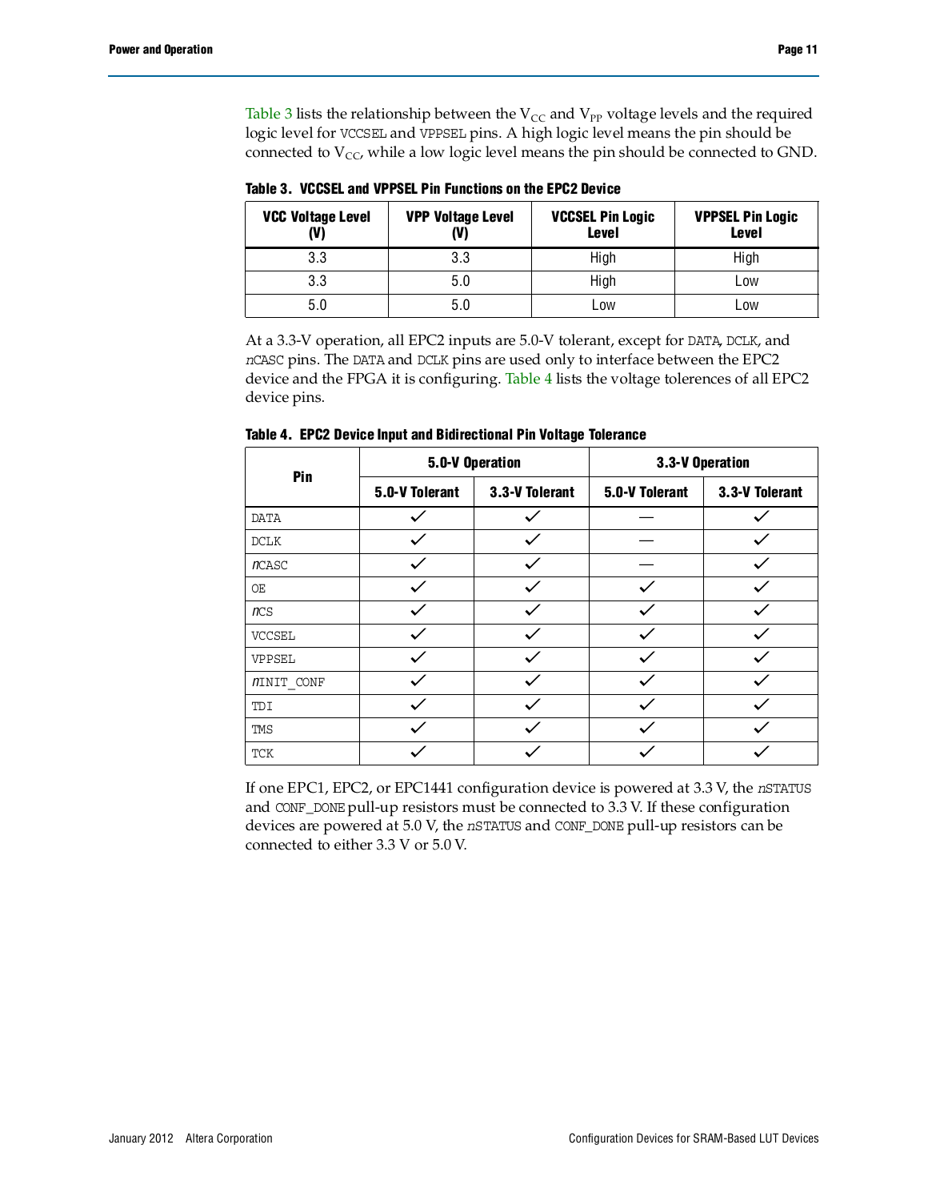Table 3 lists the relationship between the $V_{CC}$ and $V_{PP}$ voltage levels and the required logic level for VCCSEL and VPPSEL pins. A high logic level means the pin should be connected to $V_{CC}$, while a low logic level means the pin should be connected to GND.

**Table 3. VCCSEL and VPPSEL Pin Functions on the EPC2 Device**

| VCC Voltage Level (V) | VPP Voltage Level (V) | VCCSEL Pin Logic Level | VPPSEL Pin Logic Level |
|---|---|---|---|
| 3.3 | 3.3 | High | High |
| 3.3 | 5.0 | High | Low |
| 5.0 | 5.0 | Low | Low |

At a 3.3-V operation, all EPC2 inputs are 5.0-V tolerant, except for DATA, DCLK, and nCASC pins. The DATA and DCLK pins are used only to interface between the EPC2 device and the FPGA it is configuring. Table 4 lists the voltage tolerences of all EPC2 device pins.

**Table 4. EPC2 Device Input and Bidirectional Pin Voltage Tolerance**

| Pin | 5.0-V Operation | | 3.3-V Operation | |
|---|---|---|---|---|
| | 5.0-V Tolerant | 3.3-V Tolerant | 5.0-V Tolerant | 3.3-V Tolerant |
| DATA | ✓ | ✓ | — | ✓ |
| DCLK | ✓ | ✓ | — | ✓ |
| nCASC | ✓ | ✓ | — | ✓ |
| OE | ✓ | ✓ | ✓ | ✓ |
| nCS | ✓ | ✓ | ✓ | ✓ |
| VCCSEL | ✓ | ✓ | ✓ | ✓ |
| VPPSEL | ✓ | ✓ | ✓ | ✓ |
| nINIT_CONF | ✓ | ✓ | ✓ | ✓ |
| TDI | ✓ | ✓ | ✓ | ✓ |
| TMS | ✓ | ✓ | ✓ | ✓ |
| TCK | ✓ | ✓ | ✓ | ✓ |

If one EPC1, EPC2, or EPC1441 configuration device is powered at 3.3 V, the nSTATUS and CONF_DONE pull-up resistors must be connected to 3.3 V. If these configuration devices are powered at 5.0 V, the nSTATUS and CONF_DONE pull-up resistors can be connected to either 3.3 V or 5.0 V.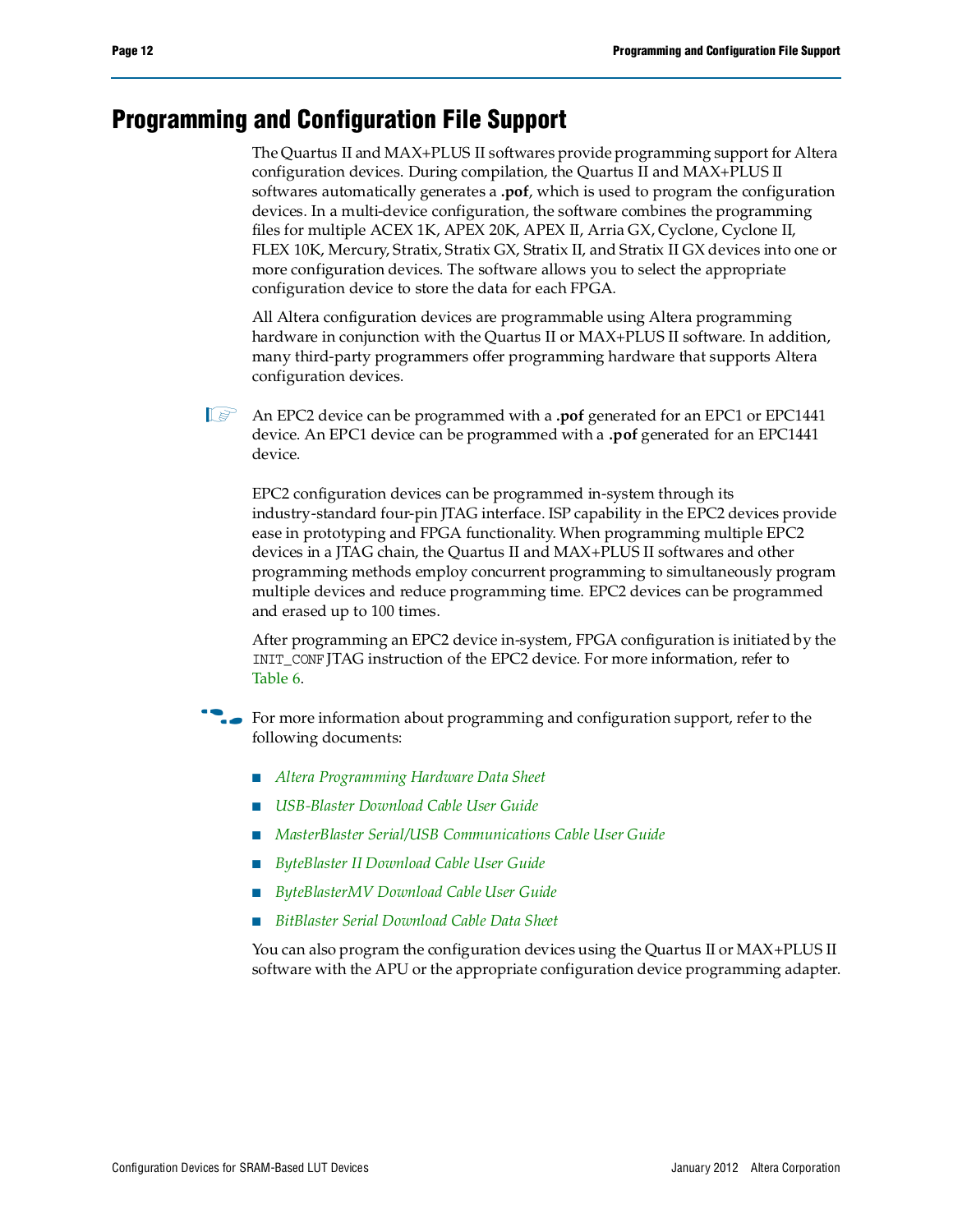# Programming and Configuration File Support

The Quartus II and MAX+PLUS II softwares provide programming support for Altera configuration devices. During compilation, the Quartus II and MAX+PLUS II softwares automatically generates a **.pof**, which is used to program the configuration devices. In a multi-device configuration, the software combines the programming files for multiple ACEX 1K, APEX 20K, APEX II, Arria GX, Cyclone, Cyclone II, FLEX 10K, Mercury, Stratix, Stratix GX, Stratix II, and Stratix II GX devices into one or more configuration devices. The software allows you to select the appropriate configuration device to store the data for each FPGA.

All Altera configuration devices are programmable using Altera programming hardware in conjunction with the Quartus II or MAX+PLUS II software. In addition, many third-party programmers offer programming hardware that supports Altera configuration devices.

An EPC2 device can be programmed with a **.pof** generated for an EPC1 or EPC1441 device. An EPC1 device can be programmed with a **.pof** generated for an EPC1441 device.

EPC2 configuration devices can be programmed in-system through its industry-standard four-pin JTAG interface. ISP capability in the EPC2 devices provide ease in prototyping and FPGA functionality. When programming multiple EPC2 devices in a JTAG chain, the Quartus II and MAX+PLUS II softwares and other programming methods employ concurrent programming to simultaneously program multiple devices and reduce programming time. EPC2 devices can be programmed and erased up to 100 times.

After programming an EPC2 device in-system, FPGA configuration is initiated by the `INIT_CONF` JTAG instruction of the EPC2 device. For more information, refer to Table 6.

For more information about programming and configuration support, refer to the following documents:

- *Altera Programming Hardware Data Sheet*
- *USB-Blaster Download Cable User Guide*
- *MasterBlaster Serial/USB Communications Cable User Guide*
- *ByteBlaster II Download Cable User Guide*
- *ByteBlasterMV Download Cable User Guide*
- *BitBlaster Serial Download Cable Data Sheet*

You can also program the configuration devices using the Quartus II or MAX+PLUS II software with the APU or the appropriate configuration device programming adapter.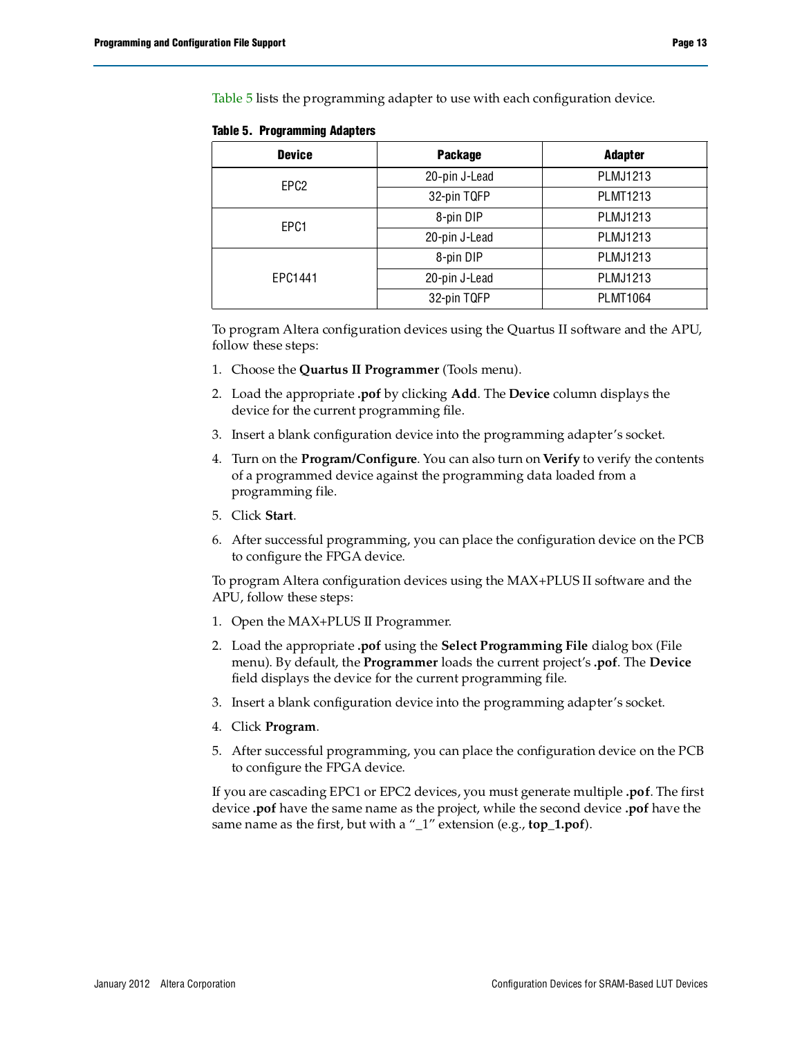Table 5 lists the programming adapter to use with each configuration device.

**Table 5. Programming Adapters**

| Device | Package | Adapter |
|---|---|---|
| EPC2 | 20-pin J-Lead | PLMJ1213 |
| | 32-pin TQFP | PLMT1213 |
| EPC1 | 8-pin DIP | PLMJ1213 |
| | 20-pin J-Lead | PLMJ1213 |
| EPC1441 | 8-pin DIP | PLMJ1213 |
| | 20-pin J-Lead | PLMJ1213 |
| | 32-pin TQFP | PLMT1064 |

To program Altera configuration devices using the Quartus II software and the APU, follow these steps:

1. Choose the **Quartus II Programmer** (Tools menu).
2. Load the appropriate **.pof** by clicking **Add**. The **Device** column displays the device for the current programming file.
3. Insert a blank configuration device into the programming adapter's socket.
4. Turn on the **Program/Configure**. You can also turn on **Verify** to verify the contents of a programmed device against the programming data loaded from a programming file.
5. Click **Start**.
6. After successful programming, you can place the configuration device on the PCB to configure the FPGA device.

To program Altera configuration devices using the MAX+PLUS II software and the APU, follow these steps:

1. Open the MAX+PLUS II Programmer.
2. Load the appropriate **.pof** using the **Select Programming File** dialog box (File menu). By default, the **Programmer** loads the current project's **.pof**. The **Device** field displays the device for the current programming file.
3. Insert a blank configuration device into the programming adapter's socket.
4. Click **Program**.
5. After successful programming, you can place the configuration device on the PCB to configure the FPGA device.

If you are cascading EPC1 or EPC2 devices, you must generate multiple **.pof**. The first device **.pof** have the same name as the project, while the second device **.pof** have the same name as the first, but with a "_1" extension (e.g., **top_1.pof**).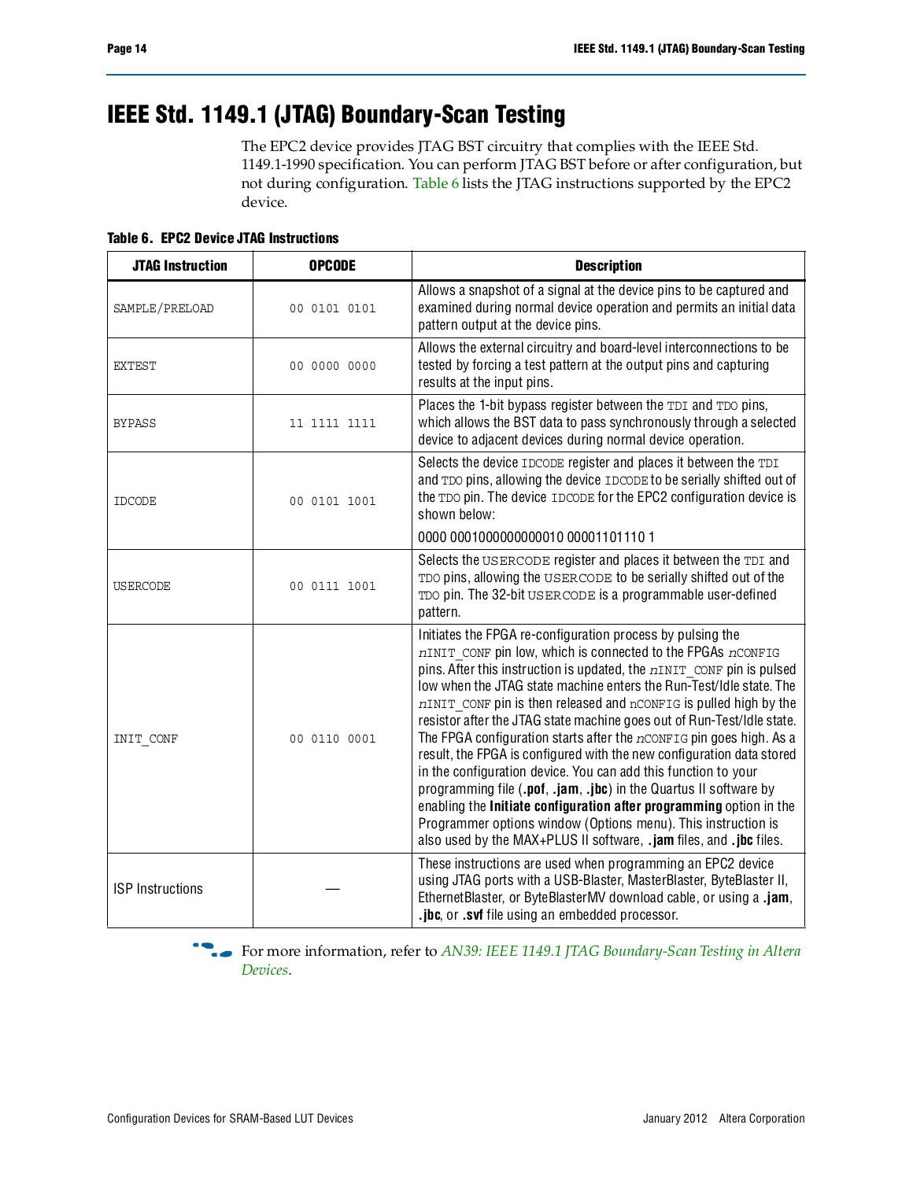# IEEE Std. 1149.1 (JTAG) Boundary-Scan Testing

The EPC2 device provides JTAG BST circuitry that complies with the IEEE Std. 1149.1-1990 specification. You can perform JTAG BST before or after configuration, but not during configuration. Table 6 lists the JTAG instructions supported by the EPC2 device.

**Table 6. EPC2 Device JTAG Instructions**

| JTAG Instruction | OPCODE | Description |
|---|---|---|
| SAMPLE/PRELOAD | 00 0101 0101 | Allows a snapshot of a signal at the device pins to be captured and examined during normal device operation and permits an initial data pattern output at the device pins. |
| EXTEST | 00 0000 0000 | Allows the external circuitry and board-level interconnections to be tested by forcing a test pattern at the output pins and capturing results at the input pins. |
| BYPASS | 11 1111 1111 | Places the 1-bit bypass register between the TDI and TDO pins, which allows the BST data to pass synchronously through a selected device to adjacent devices during normal device operation. |
| IDCODE | 00 0101 1001 | Selects the device IDCODE register and places it between the TDI and TDO pins, allowing the device IDCODE to be serially shifted out of the TDO pin. The device IDCODE for the EPC2 configuration device is shown below:<br>0000 0001000000000010 00001101110 1 |
| USERCODE | 00 0111 1001 | Selects the USERCODE register and places it between the TDI and TDO pins, allowing the USERCODE to be serially shifted out of the TDO pin. The 32-bit USERCODE is a programmable user-defined pattern. |
| INIT_CONF | 00 0110 0001 | Initiates the FPGA re-configuration process by pulsing the *n*INIT_CONF pin low, which is connected to the FPGAs *n*CONFIG pins. After this instruction is updated, the *n*INIT_CONF pin is pulsed low when the JTAG state machine enters the Run-Test/Idle state. The *n*INIT_CONF pin is then released and nCONFIG is pulled high by the resistor after the JTAG state machine goes out of Run-Test/Idle state. The FPGA configuration starts after the *n*CONFIG pin goes high. As a result, the FPGA is configured with the new configuration data stored in the configuration device. You can add this function to your programming file (**.pof**, **.jam**, **.jbc**) in the Quartus II software by enabling the **Initiate configuration after programming** option in the Programmer options window (Options menu). This instruction is also used by the MAX+PLUS II software, **.jam** files, and **.jbc** files. |
| ISP Instructions | — | These instructions are used when programming an EPC2 device using JTAG ports with a USB-Blaster, MasterBlaster, ByteBlaster II, EthernetBlaster, or ByteBlasterMV download cable, or using a **.jam**, **.jbc**, or **.svf** file using an embedded processor. |

For more information, refer to *AN39: IEEE 1149.1 JTAG Boundary-Scan Testing in Altera Devices*.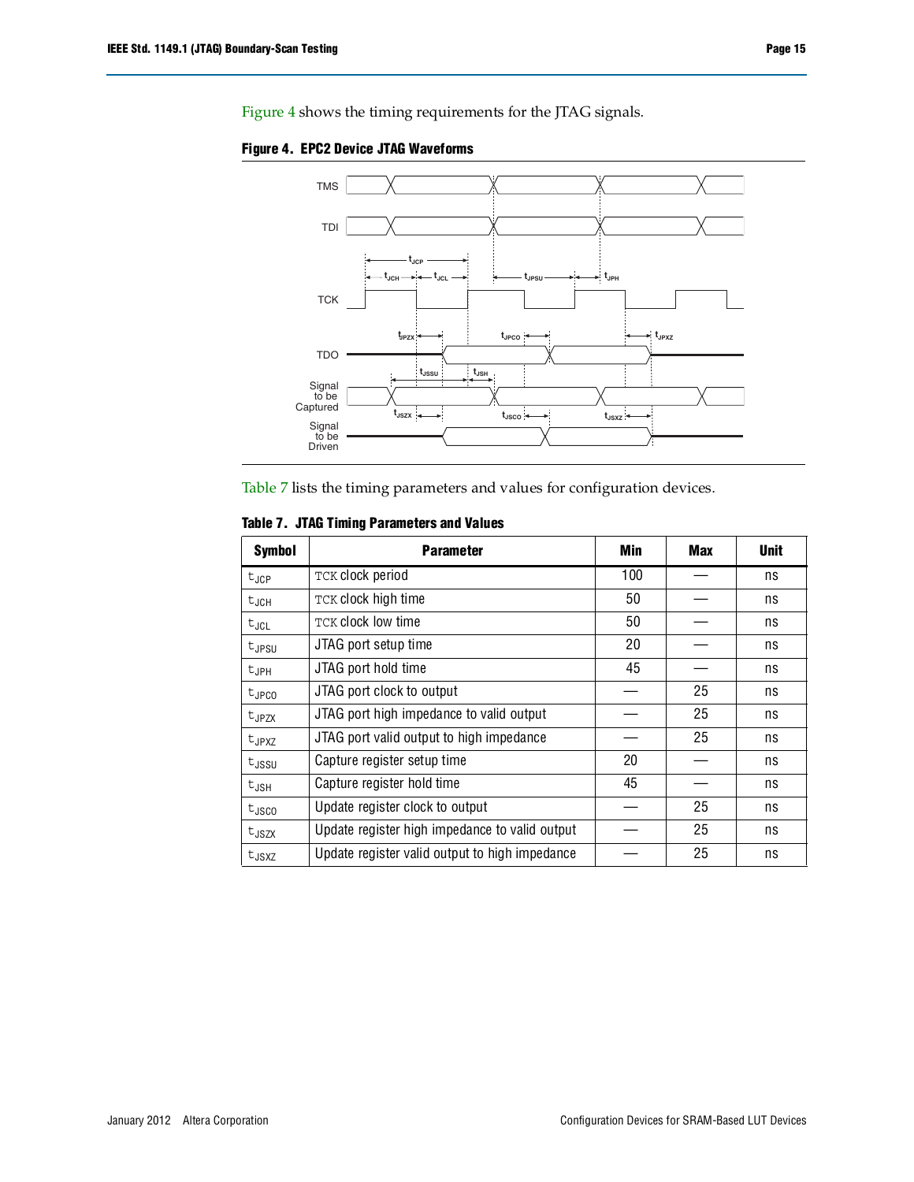Figure 4 shows the timing requirements for the JTAG signals.

**Figure 4. EPC2 Device JTAG Waveforms**

Table 7 lists the timing parameters and values for configuration devices.

**Table 7. JTAG Timing Parameters and Values**

| Symbol | Parameter | Min | Max | Unit |
|---|---|---|---|---|
| $t_{JCP}$ | TCK clock period | 100 | — | ns |
| $t_{JCH}$ | TCK clock high time | 50 | — | ns |
| $t_{JCL}$ | TCK clock low time | 50 | — | ns |
| $t_{JPSU}$ | JTAG port setup time | 20 | — | ns |
| $t_{JPH}$ | JTAG port hold time | 45 | — | ns |
| $t_{JPCO}$ | JTAG port clock to output | — | 25 | ns |
| $t_{JPZX}$ | JTAG port high impedance to valid output | — | 25 | ns |
| $t_{JPXZ}$ | JTAG port valid output to high impedance | — | 25 | ns |
| $t_{JSSU}$ | Capture register setup time | 20 | — | ns |
| $t_{JSH}$ | Capture register hold time | 45 | — | ns |
| $t_{JSCO}$ | Update register clock to output | — | 25 | ns |
| $t_{JSZX}$ | Update register high impedance to valid output | — | 25 | ns |
| $t_{JSXZ}$ | Update register valid output to high impedance | — | 25 | ns |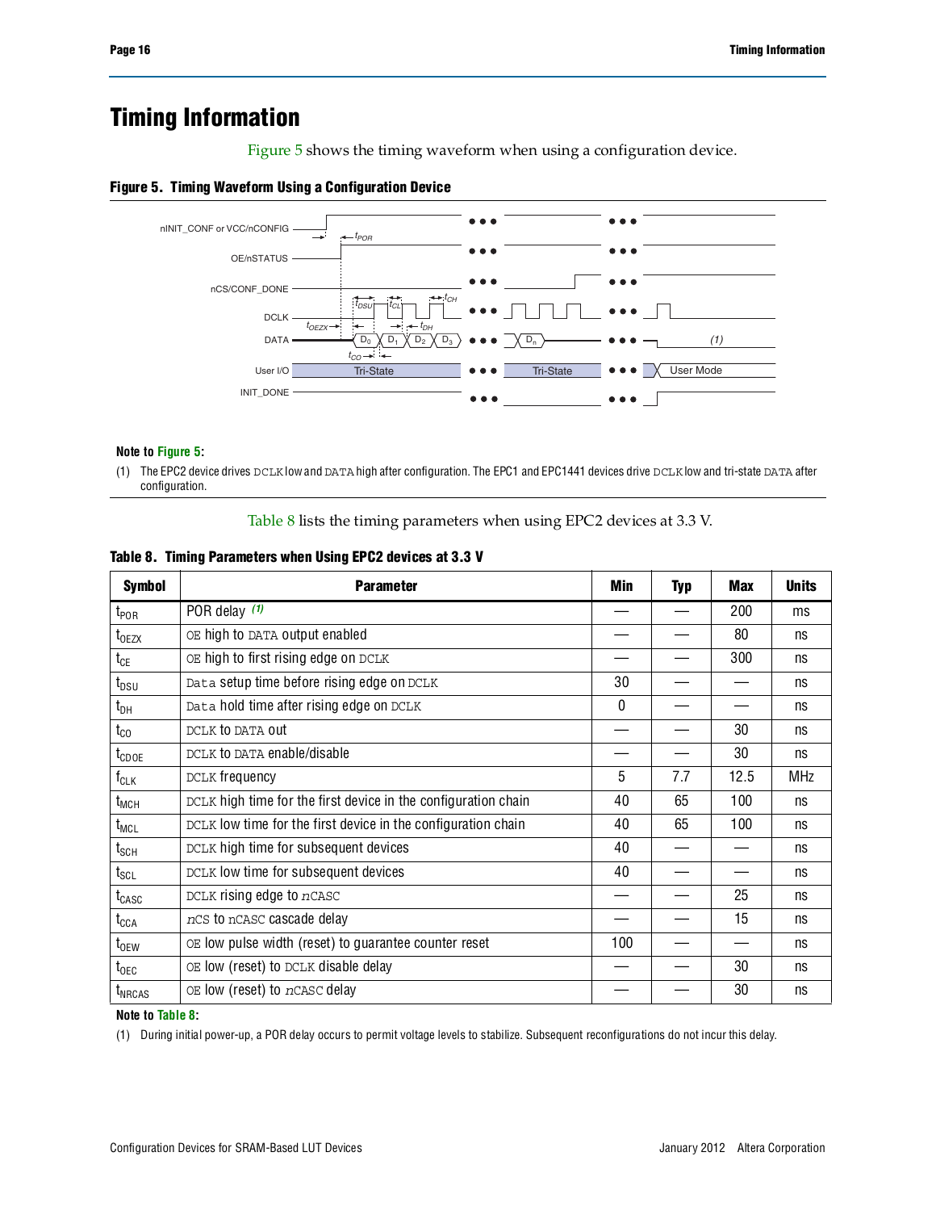# Timing Information

Figure 5 shows the timing waveform when using a configuration device.

**Figure 5. Timing Waveform Using a Configuration Device**

**Note to Figure 5:**

(1) The EPC2 device drives DCLK low and DATA high after configuration. The EPC1 and EPC1441 devices drive DCLK low and tri-state DATA after configuration.

Table 8 lists the timing parameters when using EPC2 devices at 3.3 V.

**Table 8. Timing Parameters when Using EPC2 devices at 3.3 V**

| Symbol | Parameter | Min | Typ | Max | Units |
|---|---|---|---|---|---|
| $t_{POR}$ | POR delay (1) | — | — | 200 | ms |
| $t_{OEZX}$ | OE high to DATA output enabled | — | — | 80 | ns |
| $t_{CE}$ | OE high to first rising edge on DCLK | — | — | 300 | ns |
| $t_{DSU}$ | Data setup time before rising edge on DCLK | 30 | — | — | ns |
| $t_{DH}$ | Data hold time after rising edge on DCLK | 0 | — | — | ns |
| $t_{CO}$ | DCLK to DATA out | — | — | 30 | ns |
| $t_{CDOE}$ | DCLK to DATA enable/disable | — | — | 30 | ns |
| $f_{CLK}$ | DCLK frequency | 5 | 7.7 | 12.5 | MHz |
| $t_{MCH}$ | DCLK high time for the first device in the configuration chain | 40 | 65 | 100 | ns |
| $t_{MCL}$ | DCLK low time for the first device in the configuration chain | 40 | 65 | 100 | ns |
| $t_{SCH}$ | DCLK high time for subsequent devices | 40 | — | — | ns |
| $t_{SCL}$ | DCLK low time for subsequent devices | 40 | — | — | ns |
| $t_{CASC}$ | DCLK rising edge to nCASC | — | — | 25 | ns |
| $t_{CCA}$ | nCS to nCASC cascade delay | — | — | 15 | ns |
| $t_{OEW}$ | OE low pulse width (reset) to guarantee counter reset | 100 | — | — | ns |
| $t_{OEC}$ | OE low (reset) to DCLK disable delay | — | — | 30 | ns |
| $t_{NRCAS}$ | OE low (reset) to nCASC delay | — | — | 30 | ns |

**Note to Table 8:**

(1) During initial power-up, a POR delay occurs to permit voltage levels to stabilize. Subsequent reconfigurations do not incur this delay.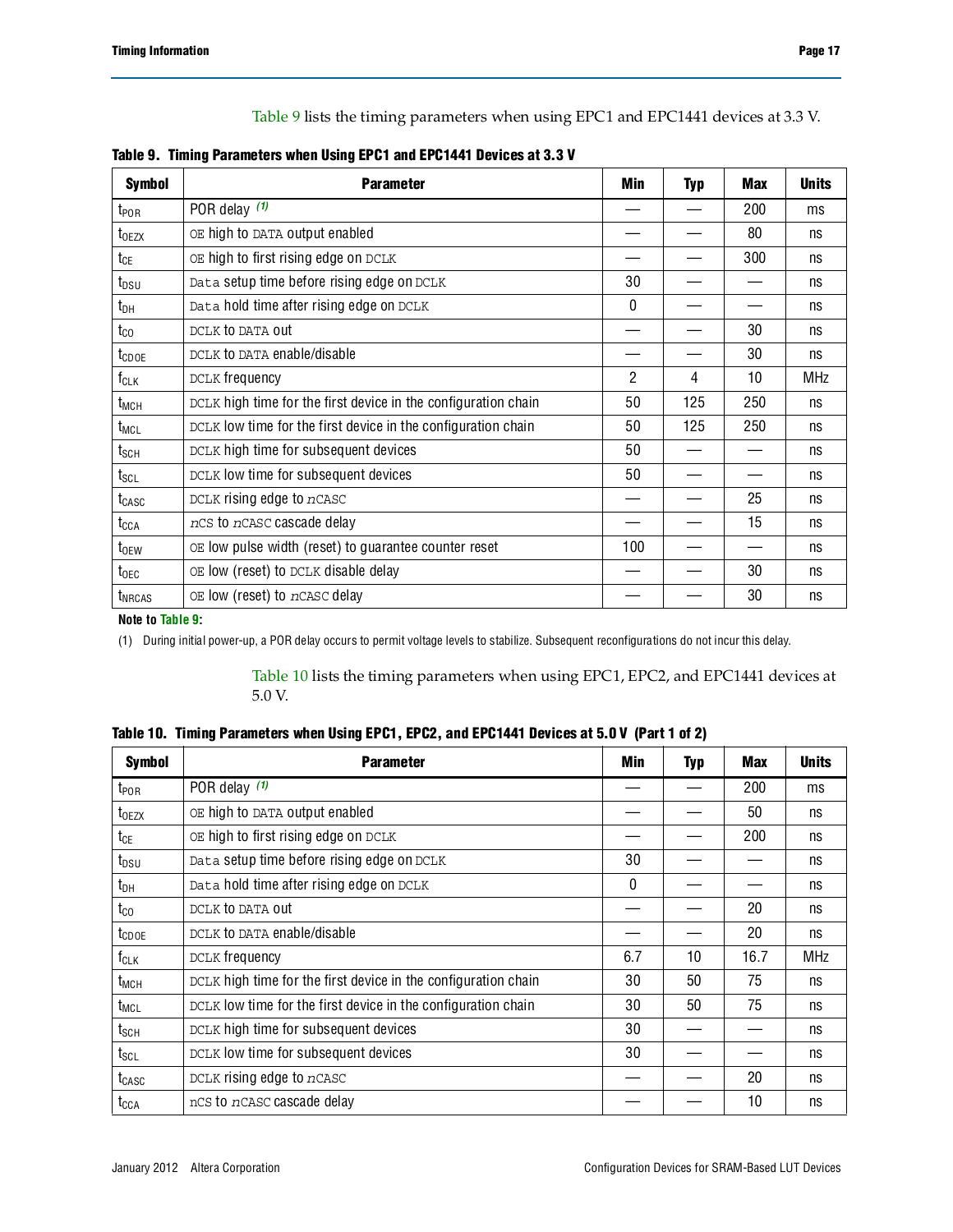Table 9 lists the timing parameters when using EPC1 and EPC1441 devices at 3.3 V.

**Table 9. Timing Parameters when Using EPC1 and EPC1441 Devices at 3.3 V**

| Symbol | Parameter | Min | Typ | Max | Units |
|---|---|---|---|---|---|
| $t_{POR}$ | POR delay (1) | — | — | 200 | ms |
| $t_{OEZX}$ | OE high to DATA output enabled | — | — | 80 | ns |
| $t_{CE}$ | OE high to first rising edge on DCLK | — | — | 300 | ns |
| $t_{DSU}$ | Data setup time before rising edge on DCLK | 30 | — | — | ns |
| $t_{DH}$ | Data hold time after rising edge on DCLK | 0 | — | — | ns |
| $t_{CO}$ | DCLK to DATA out | — | — | 30 | ns |
| $t_{CDOE}$ | DCLK to DATA enable/disable | — | — | 30 | ns |
| $f_{CLK}$ | DCLK frequency | 2 | 4 | 10 | MHz |
| $t_{MCH}$ | DCLK high time for the first device in the configuration chain | 50 | 125 | 250 | ns |
| $t_{MCL}$ | DCLK low time for the first device in the configuration chain | 50 | 125 | 250 | ns |
| $t_{SCH}$ | DCLK high time for subsequent devices | 50 | — | — | ns |
| $t_{SCL}$ | DCLK low time for subsequent devices | 50 | — | — | ns |
| $t_{CASC}$ | DCLK rising edge to nCASC | — | — | 25 | ns |
| $t_{CCA}$ | nCS to nCASC cascade delay | — | — | 15 | ns |
| $t_{OEW}$ | OE low pulse width (reset) to guarantee counter reset | 100 | — | — | ns |
| $t_{OEC}$ | OE low (reset) to DCLK disable delay | — | — | 30 | ns |
| $t_{NRCAS}$ | OE low (reset) to nCASC delay | — | — | 30 | ns |

**Note to Table 9:**

(1) During initial power-up, a POR delay occurs to permit voltage levels to stabilize. Subsequent reconfigurations do not incur this delay.

Table 10 lists the timing parameters when using EPC1, EPC2, and EPC1441 devices at 5.0 V.

**Table 10. Timing Parameters when Using EPC1, EPC2, and EPC1441 Devices at 5.0 V (Part 1 of 2)**

| Symbol | Parameter | Min | Typ | Max | Units |
|---|---|---|---|---|---|
| $t_{POR}$ | POR delay (1) | — | — | 200 | ms |
| $t_{OEZX}$ | OE high to DATA output enabled | — | — | 50 | ns |
| $t_{CE}$ | OE high to first rising edge on DCLK | — | — | 200 | ns |
| $t_{DSU}$ | Data setup time before rising edge on DCLK | 30 | — | — | ns |
| $t_{DH}$ | Data hold time after rising edge on DCLK | 0 | — | — | ns |
| $t_{CO}$ | DCLK to DATA out | — | — | 20 | ns |
| $t_{CDOE}$ | DCLK to DATA enable/disable | — | — | 20 | ns |
| $f_{CLK}$ | DCLK frequency | 6.7 | 10 | 16.7 | MHz |
| $t_{MCH}$ | DCLK high time for the first device in the configuration chain | 30 | 50 | 75 | ns |
| $t_{MCL}$ | DCLK low time for the first device in the configuration chain | 30 | 50 | 75 | ns |
| $t_{SCH}$ | DCLK high time for subsequent devices | 30 | — | — | ns |
| $t_{SCL}$ | DCLK low time for subsequent devices | 30 | — | — | ns |
| $t_{CASC}$ | DCLK rising edge to nCASC | — | — | 20 | ns |
| $t_{CCA}$ | nCS to nCASC cascade delay | — | — | 10 | ns |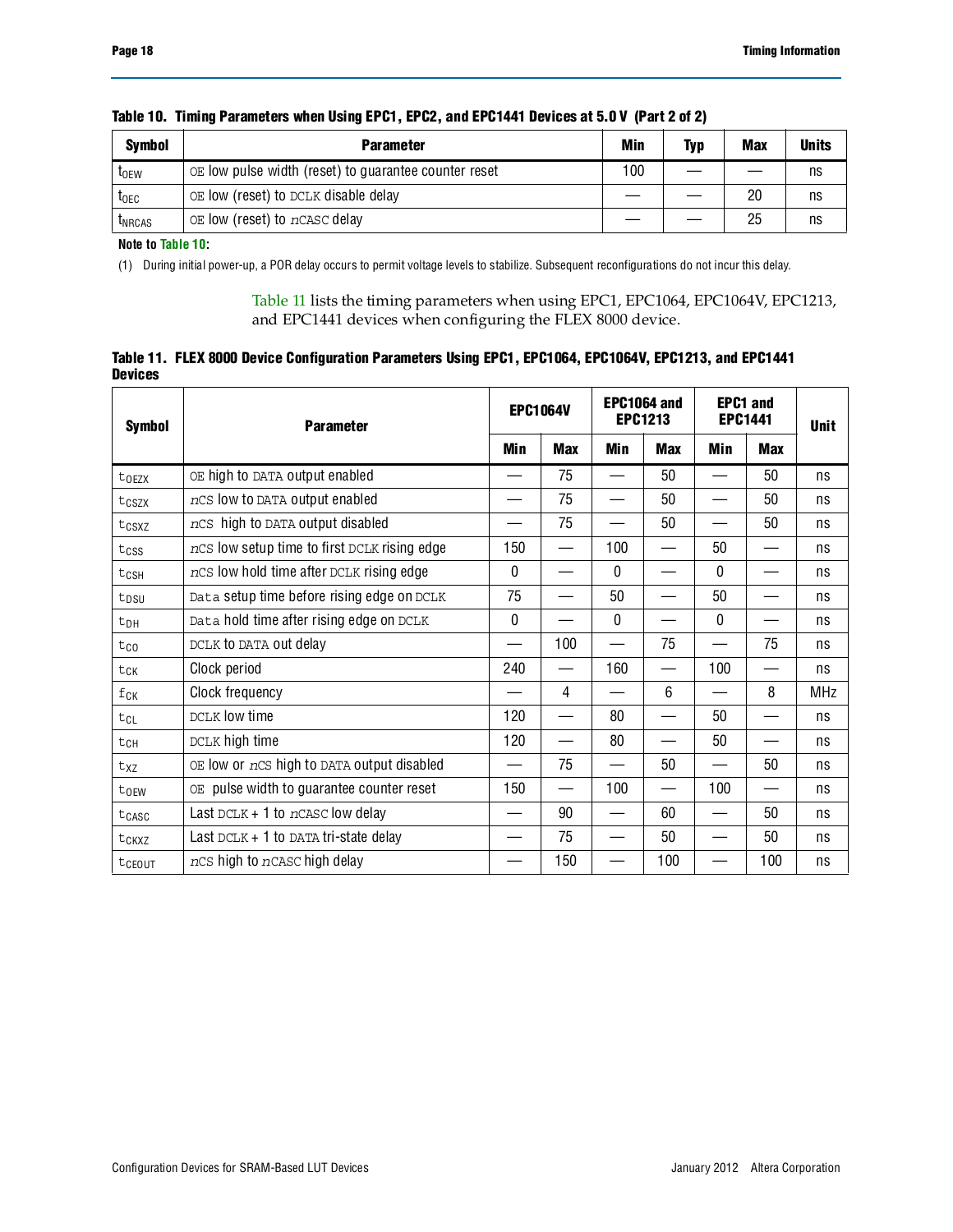**Table 10. Timing Parameters when Using EPC1, EPC2, and EPC1441 Devices at 5.0 V (Part 2 of 2)**

| Symbol | Parameter | Min | Typ | Max | Units |
|---|---|---|---|---|---|
| $t_{OEW}$ | OE low pulse width (reset) to guarantee counter reset | 100 | — | — | ns |
| $t_{OEC}$ | OE low (reset) to DCLK disable delay | — | — | 20 | ns |
| $t_{NRCAS}$ | OE low (reset) to nCASC delay | — | — | 25 | ns |

**Note to Table 10:**

(1) During initial power-up, a POR delay occurs to permit voltage levels to stabilize. Subsequent reconfigurations do not incur this delay.

Table 11 lists the timing parameters when using EPC1, EPC1064, EPC1064V, EPC1213, and EPC1441 devices when configuring the FLEX 8000 device.

**Table 11. FLEX 8000 Device Configuration Parameters Using EPC1, EPC1064, EPC1064V, EPC1213, and EPC1441 Devices**

| Symbol | Parameter | EPC1064V | | EPC1064 and EPC1213 | | EPC1 and EPC1441 | | Unit |
|---|---|---|---|---|---|---|---|---|
| | | Min | Max | Min | Max | Min | Max | |
| $t_{OEZX}$ | OE high to DATA output enabled | — | 75 | — | 50 | — | 50 | ns |
| $t_{CSZX}$ | nCS low to DATA output enabled | — | 75 | — | 50 | — | 50 | ns |
| $t_{CSXZ}$ | nCS high to DATA output disabled | — | 75 | — | 50 | — | 50 | ns |
| $t_{CSS}$ | nCS low setup time to first DCLK rising edge | 150 | — | 100 | — | 50 | — | ns |
| $t_{CSH}$ | nCS low hold time after DCLK rising edge | 0 | — | 0 | — | 0 | — | ns |
| $t_{DSU}$ | Data setup time before rising edge on DCLK | 75 | — | 50 | — | 50 | — | ns |
| $t_{DH}$ | Data hold time after rising edge on DCLK | 0 | — | 0 | — | 0 | — | ns |
| $t_{CO}$ | DCLK to DATA out delay | — | 100 | — | 75 | — | 75 | ns |
| $t_{CK}$ | Clock period | 240 | — | 160 | — | 100 | — | ns |
| $f_{CK}$ | Clock frequency | — | 4 | — | 6 | — | 8 | MHz |
| $t_{CL}$ | DCLK low time | 120 | — | 80 | — | 50 | — | ns |
| $t_{CH}$ | DCLK high time | 120 | — | 80 | — | 50 | — | ns |
| $t_{XZ}$ | OE low or nCS high to DATA output disabled | — | 75 | — | 50 | — | 50 | ns |
| $t_{OEW}$ | OE pulse width to guarantee counter reset | 150 | — | 100 | — | 100 | — | ns |
| $t_{CASC}$ | Last DCLK + 1 to nCASC low delay | — | 90 | — | 60 | — | 50 | ns |
| $t_{CKXZ}$ | Last DCLK + 1 to DATA tri-state delay | — | 75 | — | 50 | — | 50 | ns |
| $t_{CEOUT}$ | nCS high to nCASC high delay | — | 150 | — | 100 | — | 100 | ns |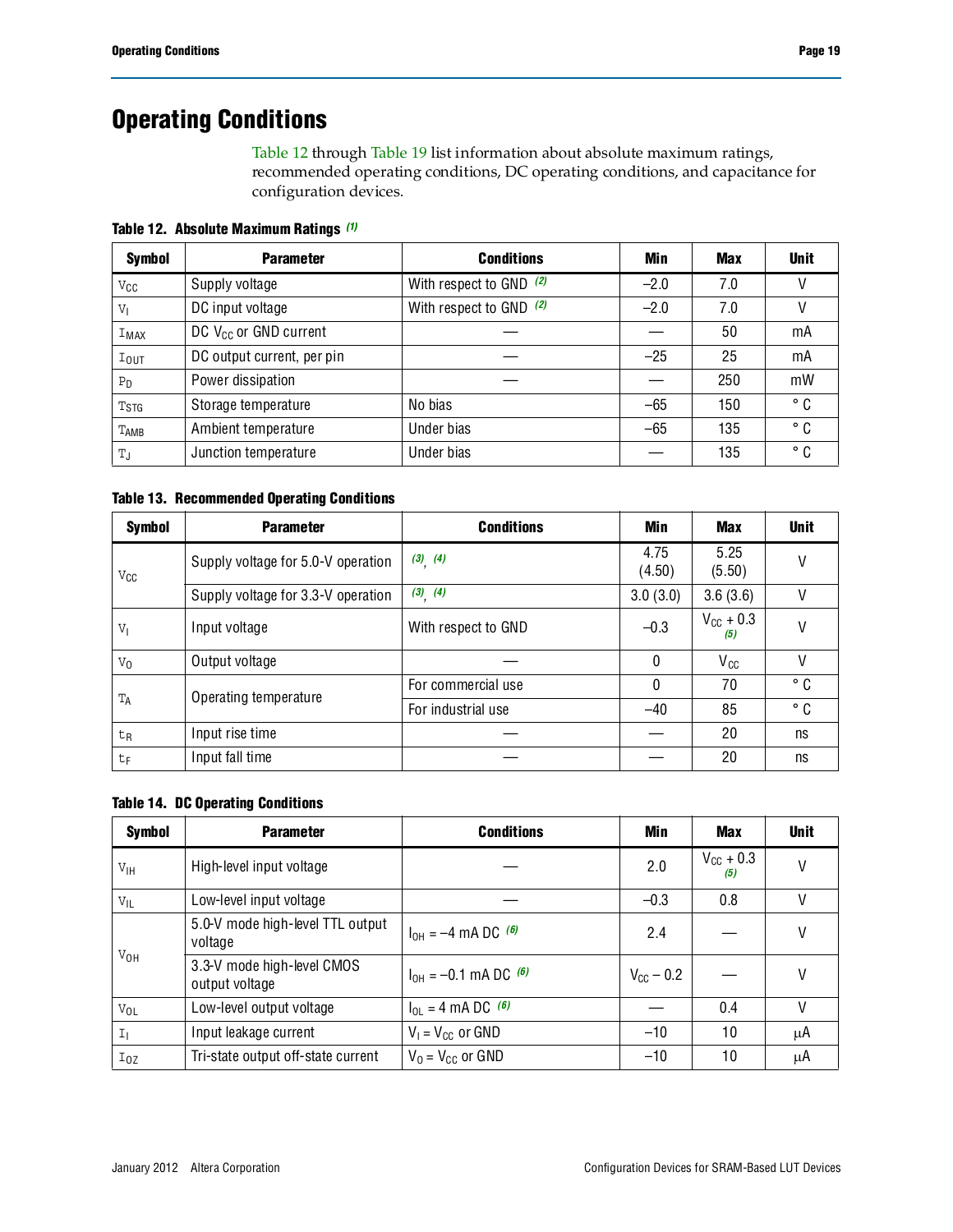# Operating Conditions

Table 12 through Table 19 list information about absolute maximum ratings, recommended operating conditions, DC operating conditions, and capacitance for configuration devices.

**Table 12. Absolute Maximum Ratings** *(1)*

| Symbol | Parameter | Conditions | Min | Max | Unit |
|---|---|---|---|---|---|
| $V_{CC}$ | Supply voltage | With respect to GND *(2)* | –2.0 | 7.0 | V |
| $V_I$ | DC input voltage | With respect to GND *(2)* | –2.0 | 7.0 | V |
| $I_{MAX}$ | DC $V_{CC}$ or GND current | — | — | 50 | mA |
| $I_{OUT}$ | DC output current, per pin | — | –25 | 25 | mA |
| $P_D$ | Power dissipation | — | — | 250 | mW |
| $T_{STG}$ | Storage temperature | No bias | –65 | 150 | ° C |
| $T_{AMB}$ | Ambient temperature | Under bias | –65 | 135 | ° C |
| $T_J$ | Junction temperature | Under bias | — | 135 | ° C |

**Table 13. Recommended Operating Conditions**

| Symbol | Parameter | Conditions | Min | Max | Unit |
|---|---|---|---|---|---|
| $V_{CC}$ | Supply voltage for 5.0-V operation | *(3)*, *(4)* | 4.75 (4.50) | 5.25 (5.50) | V |
| | Supply voltage for 3.3-V operation | *(3)*, *(4)* | 3.0 (3.0) | 3.6 (3.6) | V |
| $V_I$ | Input voltage | With respect to GND | –0.3 | $V_{CC}$ + 0.3 *(5)* | V |
| $V_O$ | Output voltage | — | 0 | $V_{CC}$ | V |
| $T_A$ | Operating temperature | For commercial use | 0 | 70 | ° C |
| | | For industrial use | –40 | 85 | ° C |
| $t_R$ | Input rise time | — | — | 20 | ns |
| $t_F$ | Input fall time | — | — | 20 | ns |

**Table 14. DC Operating Conditions**

| Symbol | Parameter | Conditions | Min | Max | Unit |
|---|---|---|---|---|---|
| $V_{IH}$ | High-level input voltage | — | 2.0 | $V_{CC}$ + 0.3 *(5)* | V |
| $V_{IL}$ | Low-level input voltage | — | –0.3 | 0.8 | V |
| $V_{OH}$ | 5.0-V mode high-level TTL output voltage | $I_{OH}$ = –4 mA DC *(6)* | 2.4 | — | V |
| | 3.3-V mode high-level CMOS output voltage | $I_{OH}$ = –0.1 mA DC *(6)* | $V_{CC}$ – 0.2 | — | V |
| $V_{OL}$ | Low-level output voltage | $I_{OL}$ = 4 mA DC *(6)* | — | 0.4 | V |
| $I_I$ | Input leakage current | $V_I$ = $V_{CC}$ or GND | –10 | 10 | μA |
| $I_{OZ}$ | Tri-state output off-state current | $V_O$ = $V_{CC}$ or GND | –10 | 10 | μA |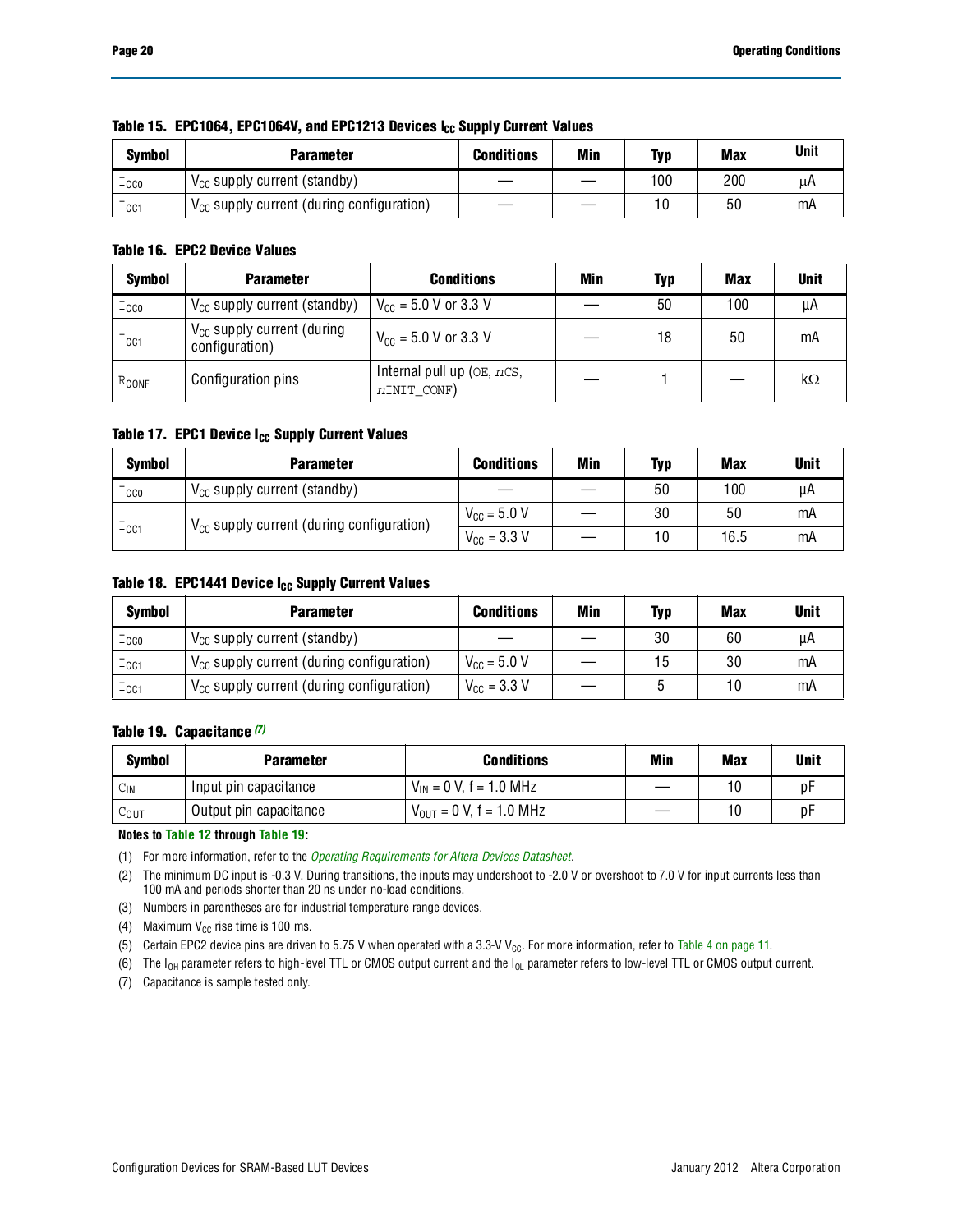**Table 15. EPC1064, EPC1064V, and EPC1213 Devices $I_{CC}$ Supply Current Values**

| Symbol | Parameter | Conditions | Min | Typ | Max | Unit |
|---|---|---|---|---|---|---|
| $I_{CC0}$ | $V_{CC}$ supply current (standby) | — | — | 100 | 200 | µA |
| $I_{CC1}$ | $V_{CC}$ supply current (during configuration) | — | — | 10 | 50 | mA |

**Table 16. EPC2 Device Values**

| Symbol | Parameter | Conditions | Min | Typ | Max | Unit |
|---|---|---|---|---|---|---|
| $I_{CC0}$ | $V_{CC}$ supply current (standby) | $V_{CC}$ = 5.0 V or 3.3 V | — | 50 | 100 | µA |
| $I_{CC1}$ | $V_{CC}$ supply current (during configuration) | $V_{CC}$ = 5.0 V or 3.3 V | — | 18 | 50 | mA |
| $R_{CONF}$ | Configuration pins | Internal pull up (OE, nCS, nINIT_CONF) | — | 1 | — | kΩ |

**Table 17. EPC1 Device $I_{CC}$ Supply Current Values**

| Symbol | Parameter | Conditions | Min | Typ | Max | Unit |
|---|---|---|---|---|---|---|
| $I_{CC0}$ | $V_{CC}$ supply current (standby) | — | — | 50 | 100 | µA |
| $I_{CC1}$ | $V_{CC}$ supply current (during configuration) | $V_{CC}$ = 5.0 V | — | 30 | 50 | mA |
| | | $V_{CC}$ = 3.3 V | — | 10 | 16.5 | mA |

**Table 18. EPC1441 Device $I_{CC}$ Supply Current Values**

| Symbol | Parameter | Conditions | Min | Typ | Max | Unit |
|---|---|---|---|---|---|---|
| $I_{CC0}$ | $V_{CC}$ supply current (standby) | — | — | 30 | 60 | µA |
| $I_{CC1}$ | $V_{CC}$ supply current (during configuration) | $V_{CC}$ = 5.0 V | — | 15 | 30 | mA |
| $I_{CC1}$ | $V_{CC}$ supply current (during configuration) | $V_{CC}$ = 3.3 V | — | 5 | 10 | mA |

**Table 19. Capacitance** *(7)*

| Symbol | Parameter | Conditions | Min | Max | Unit |
|---|---|---|---|---|---|
| $C_{IN}$ | Input pin capacitance | $V_{IN}$ = 0 V, f = 1.0 MHz | — | 10 | pF |
| $C_{OUT}$ | Output pin capacitance | $V_{OUT}$ = 0 V, f = 1.0 MHz | — | 10 | pF |

**Notes to Table 12 through Table 19:**

(1) For more information, refer to the *Operating Requirements for Altera Devices Datasheet*.

(2) The minimum DC input is -0.3 V. During transitions, the inputs may undershoot to -2.0 V or overshoot to 7.0 V for input currents less than 100 mA and periods shorter than 20 ns under no-load conditions.

(3) Numbers in parentheses are for industrial temperature range devices.

(4) Maximum $V_{CC}$ rise time is 100 ms.

(5) Certain EPC2 device pins are driven to 5.75 V when operated with a 3.3-V $V_{CC}$. For more information, refer to Table 4 on page 11.

(6) The $I_{OH}$ parameter refers to high-level TTL or CMOS output current and the $I_{OL}$ parameter refers to low-level TTL or CMOS output current.

(7) Capacitance is sample tested only.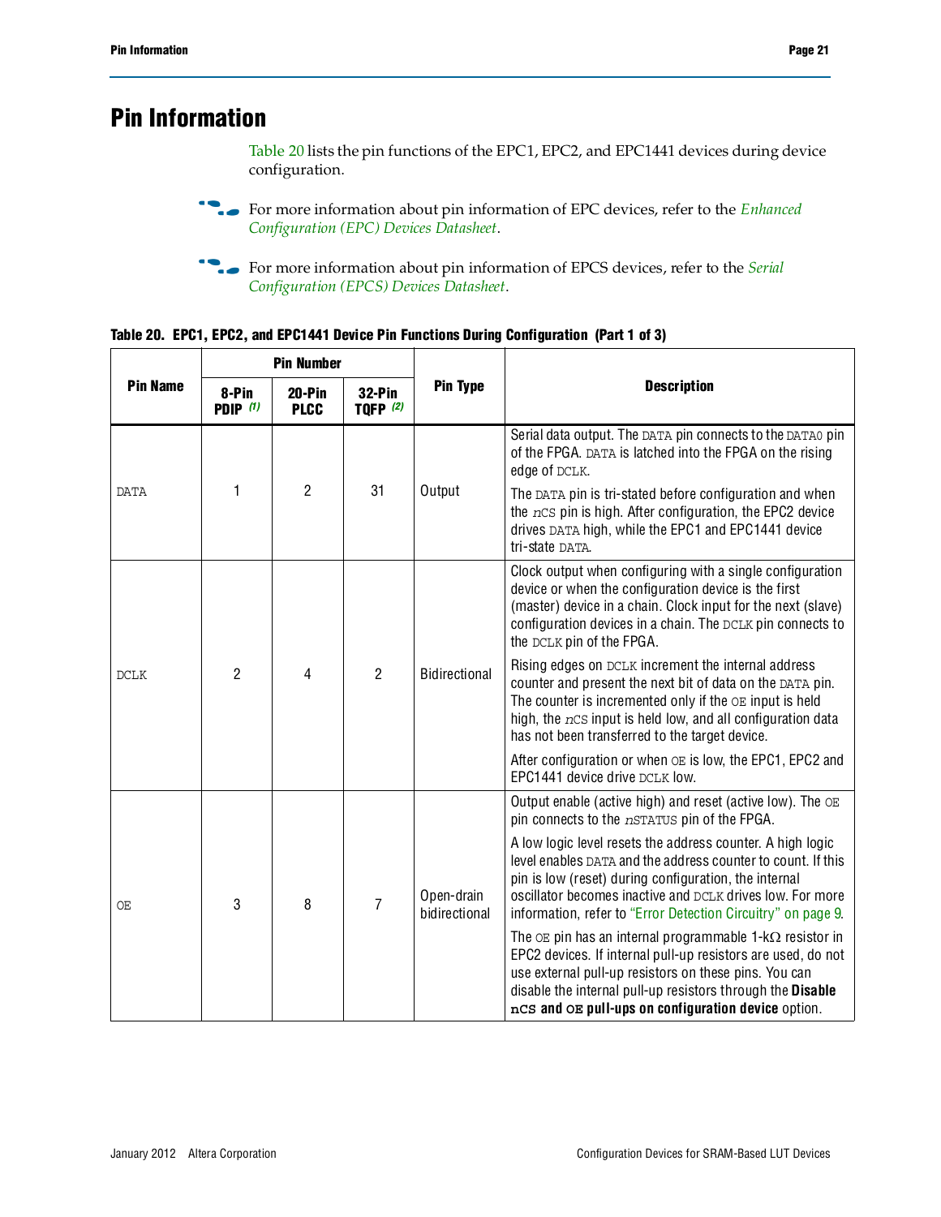# Pin Information

Table 20 lists the pin functions of the EPC1, EPC2, and EPC1441 devices during device configuration.

For more information about pin information of EPC devices, refer to the *Enhanced Configuration (EPC) Devices Datasheet*.

For more information about pin information of EPCS devices, refer to the *Serial Configuration (EPCS) Devices Datasheet*.

**Table 20. EPC1, EPC2, and EPC1441 Device Pin Functions During Configuration (Part 1 of 3)**

| Pin Name | Pin Number | | | Pin Type | Description |
|---|---|---|---|---|---|
| | 8-Pin PDIP (1) | 20-Pin PLCC | 32-Pin TQFP (2) | | |
| DATA | 1 | 2 | 31 | Output | Serial data output. The DATA pin connects to the DATA0 pin of the FPGA. DATA is latched into the FPGA on the rising edge of DCLK.<br><br>The DATA pin is tri-stated before configuration and when the nCS pin is high. After configuration, the EPC2 device drives DATA high, while the EPC1 and EPC1441 device tri-state DATA. |
| DCLK | 2 | 4 | 2 | Bidirectional | Clock output when configuring with a single configuration device or when the configuration device is the first (master) device in a chain. Clock input for the next (slave) configuration devices in a chain. The DCLK pin connects to the DCLK pin of the FPGA.<br><br>Rising edges on DCLK increment the internal address counter and present the next bit of data on the DATA pin. The counter is incremented only if the OE input is held high, the nCS input is held low, and all configuration data has not been transferred to the target device.<br><br>After configuration or when OE is low, the EPC1, EPC2 and EPC1441 device drive DCLK low. |
| OE | 3 | 8 | 7 | Open-drain bidirectional | Output enable (active high) and reset (active low). The OE pin connects to the nSTATUS pin of the FPGA.<br><br>A low logic level resets the address counter. A high logic level enables DATA and the address counter to count. If this pin is low (reset) during configuration, the internal oscillator becomes inactive and DCLK drives low. For more information, refer to "Error Detection Circuitry" on page 9.<br><br>The OE pin has an internal programmable 1-kΩ resistor in EPC2 devices. If internal pull-up resistors are used, do not use external pull-up resistors on these pins. You can disable the internal pull-up resistors through the **Disable nCS and OE pull-ups on configuration device** option. |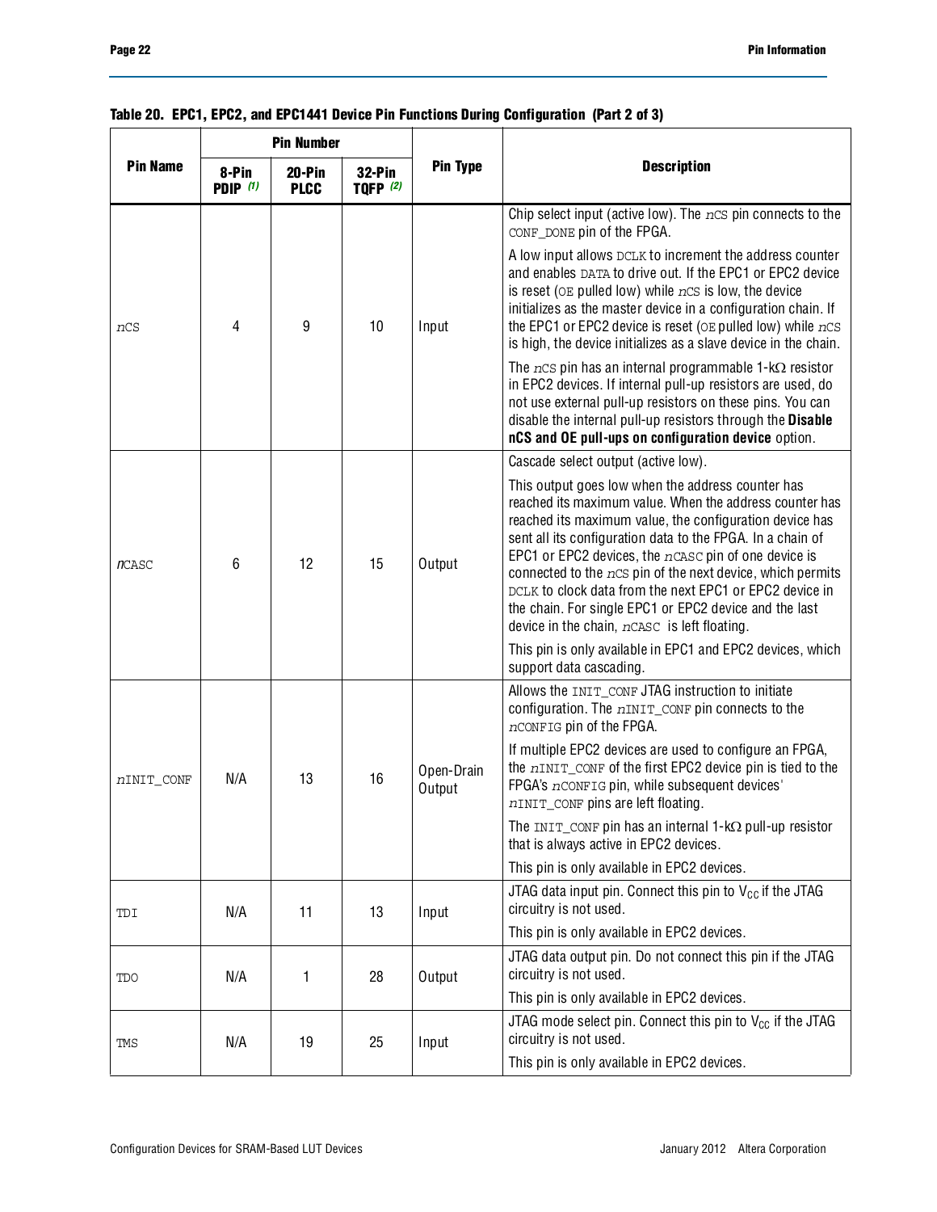**Table 20. EPC1, EPC2, and EPC1441 Device Pin Functions During Configuration (Part 2 of 3)**

| Pin Name | Pin Number | | | Pin Type | Description |
|---|---|---|---|---|---|
| | 8-Pin PDIP (1) | 20-Pin PLCC | 32-Pin TQFP (2) | | |
| nCS | 4 | 9 | 10 | Input | Chip select input (active low). The nCS pin connects to the CONF_DONE pin of the FPGA.<br><br>A low input allows DCLK to increment the address counter and enables DATA to drive out. If the EPC1 or EPC2 device is reset (OE pulled low) while nCS is low, the device initializes as the master device in a configuration chain. If the EPC1 or EPC2 device is reset (OE pulled low) while nCS is high, the device initializes as a slave device in the chain.<br><br>The nCS pin has an internal programmable 1-kΩ resistor in EPC2 devices. If internal pull-up resistors are used, do not use external pull-up resistors on these pins. You can disable the internal pull-up resistors through the **Disable nCS and OE pull-ups on configuration device** option. |
| nCASC | 6 | 12 | 15 | Output | Cascade select output (active low).<br><br>This output goes low when the address counter has reached its maximum value. When the address counter has reached its maximum value, the configuration device has sent all its configuration data to the FPGA. In a chain of EPC1 or EPC2 devices, the nCASC pin of one device is connected to the nCS pin of the next device, which permits DCLK to clock data from the next EPC1 or EPC2 device in the chain. For single EPC1 or EPC2 device and the last device in the chain, nCASC is left floating.<br><br>This pin is only available in EPC1 and EPC2 devices, which support data cascading. |
| nINIT_CONF | N/A | 13 | 16 | Open-Drain Output | Allows the INIT_CONF JTAG instruction to initiate configuration. The nINIT_CONF pin connects to the nCONFIG pin of the FPGA.<br><br>If multiple EPC2 devices are used to configure an FPGA, the nINIT_CONF of the first EPC2 device pin is tied to the FPGA's nCONFIG pin, while subsequent devices' nINIT_CONF pins are left floating.<br><br>The INIT_CONF pin has an internal 1-kΩ pull-up resistor that is always active in EPC2 devices.<br><br>This pin is only available in EPC2 devices. |
| TDI | N/A | 11 | 13 | Input | JTAG data input pin. Connect this pin to $V_{CC}$ if the JTAG circuitry is not used.<br><br>This pin is only available in EPC2 devices. |
| TDO | N/A | 1 | 28 | Output | JTAG data output pin. Do not connect this pin if the JTAG circuitry is not used.<br><br>This pin is only available in EPC2 devices. |
| TMS | N/A | 19 | 25 | Input | JTAG mode select pin. Connect this pin to $V_{CC}$ if the JTAG circuitry is not used.<br><br>This pin is only available in EPC2 devices. |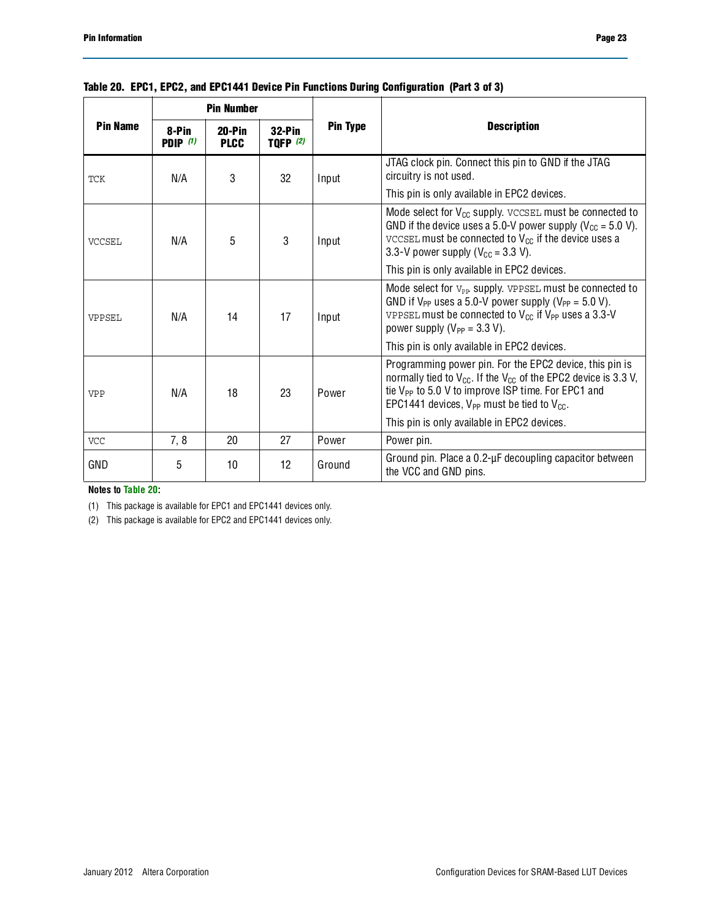**Table 20. EPC1, EPC2, and EPC1441 Device Pin Functions During Configuration (Part 3 of 3)**

| Pin Name | Pin Number | | | Pin Type | Description |
|---|---|---|---|---|---|
| | 8-Pin PDIP (1) | 20-Pin PLCC | 32-Pin TQFP (2) | | |
| TCK | N/A | 3 | 32 | Input | JTAG clock pin. Connect this pin to GND if the JTAG circuitry is not used. This pin is only available in EPC2 devices. |
| VCCSEL | N/A | 5 | 3 | Input | Mode select for $V_{CC}$ supply. VCCSEL must be connected to GND if the device uses a 5.0-V power supply ($V_{CC}$ = 5.0 V). VCCSEL must be connected to $V_{CC}$ if the device uses a 3.3-V power supply ($V_{CC}$ = 3.3 V). This pin is only available in EPC2 devices. |
| VPPSEL | N/A | 14 | 17 | Input | Mode select for $V_{PP}$ supply. VPPSEL must be connected to GND if $V_{PP}$ uses a 5.0-V power supply ($V_{PP}$ = 5.0 V). VPPSEL must be connected to $V_{CC}$ if $V_{PP}$ uses a 3.3-V power supply ($V_{PP}$ = 3.3 V). This pin is only available in EPC2 devices. |
| VPP | N/A | 18 | 23 | Power | Programming power pin. For the EPC2 device, this pin is normally tied to $V_{CC}$. If the $V_{CC}$ of the EPC2 device is 3.3 V, tie $V_{PP}$ to 5.0 V to improve ISP time. For EPC1 and EPC1441 devices, $V_{PP}$ must be tied to $V_{CC}$. This pin is only available in EPC2 devices. |
| VCC | 7, 8 | 20 | 27 | Power | Power pin. |
| GND | 5 | 10 | 12 | Ground | Ground pin. Place a 0.2-μF decoupling capacitor between the VCC and GND pins. |

**Notes to Table 20:**

(1) This package is available for EPC1 and EPC1441 devices only.

(2) This package is available for EPC2 and EPC1441 devices only.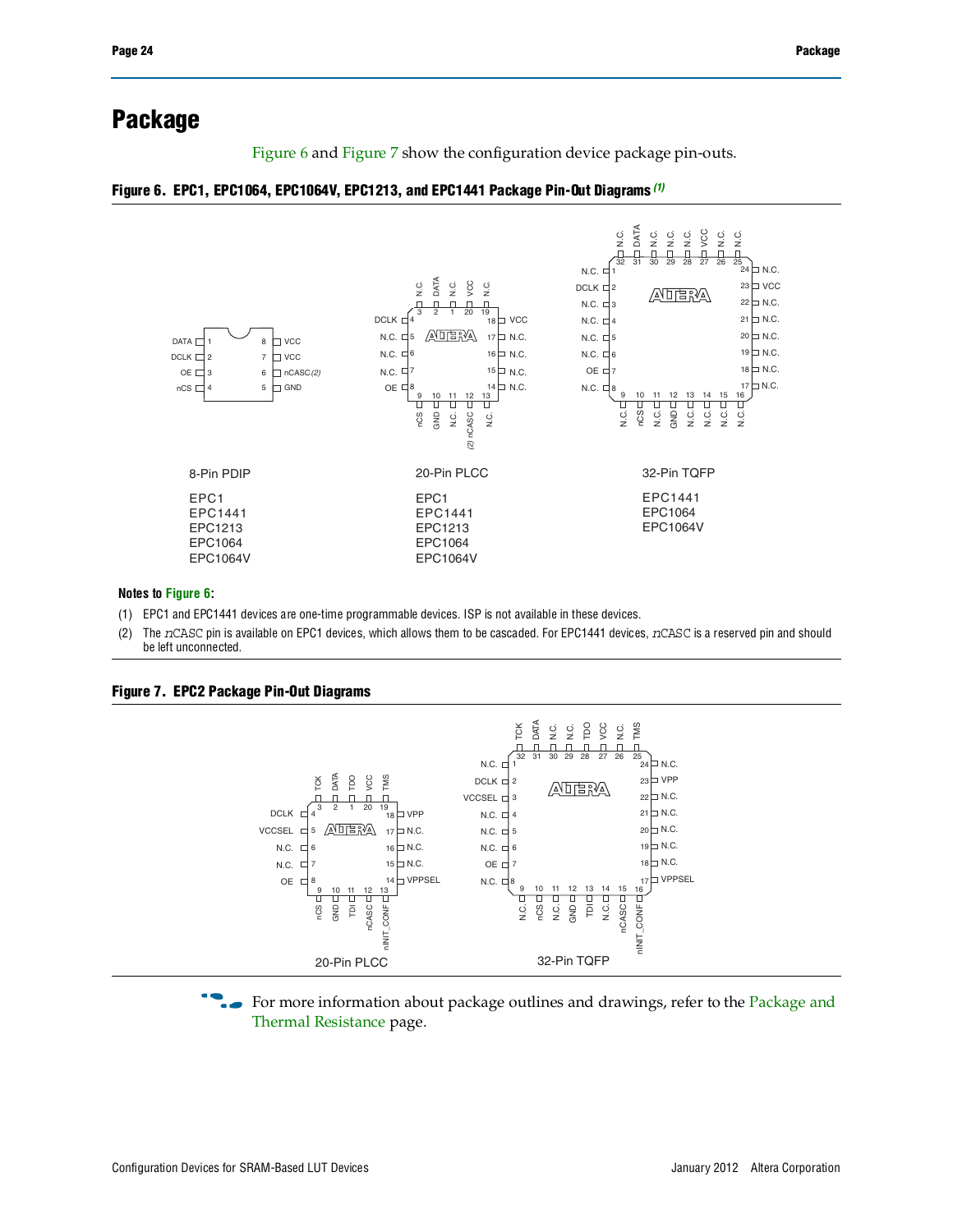# Package

Figure 6 and Figure 7 show the configuration device package pin-outs.

**Figure 6. EPC1, EPC1064, EPC1064V, EPC1213, and EPC1441 Package Pin-Out Diagrams** *(1)*

8-Pin PDIP

EPC1
EPC1441
EPC1213
EPC1064
EPC1064V

20-Pin PLCC

EPC1
EPC1441
EPC1213
EPC1064
EPC1064V

32-Pin TQFP

EPC1441
EPC1064
EPC1064V

**Notes to Figure 6:**

(1) EPC1 and EPC1441 devices are one-time programmable devices. ISP is not available in these devices.

(2) The nCASC pin is available on EPC1 devices, which allows them to be cascaded. For EPC1441 devices, nCASC is a reserved pin and should be left unconnected.

**Figure 7. EPC2 Package Pin-Out Diagrams**

20-Pin PLCC

32-Pin TQFP

For more information about package outlines and drawings, refer to the Package and Thermal Resistance page.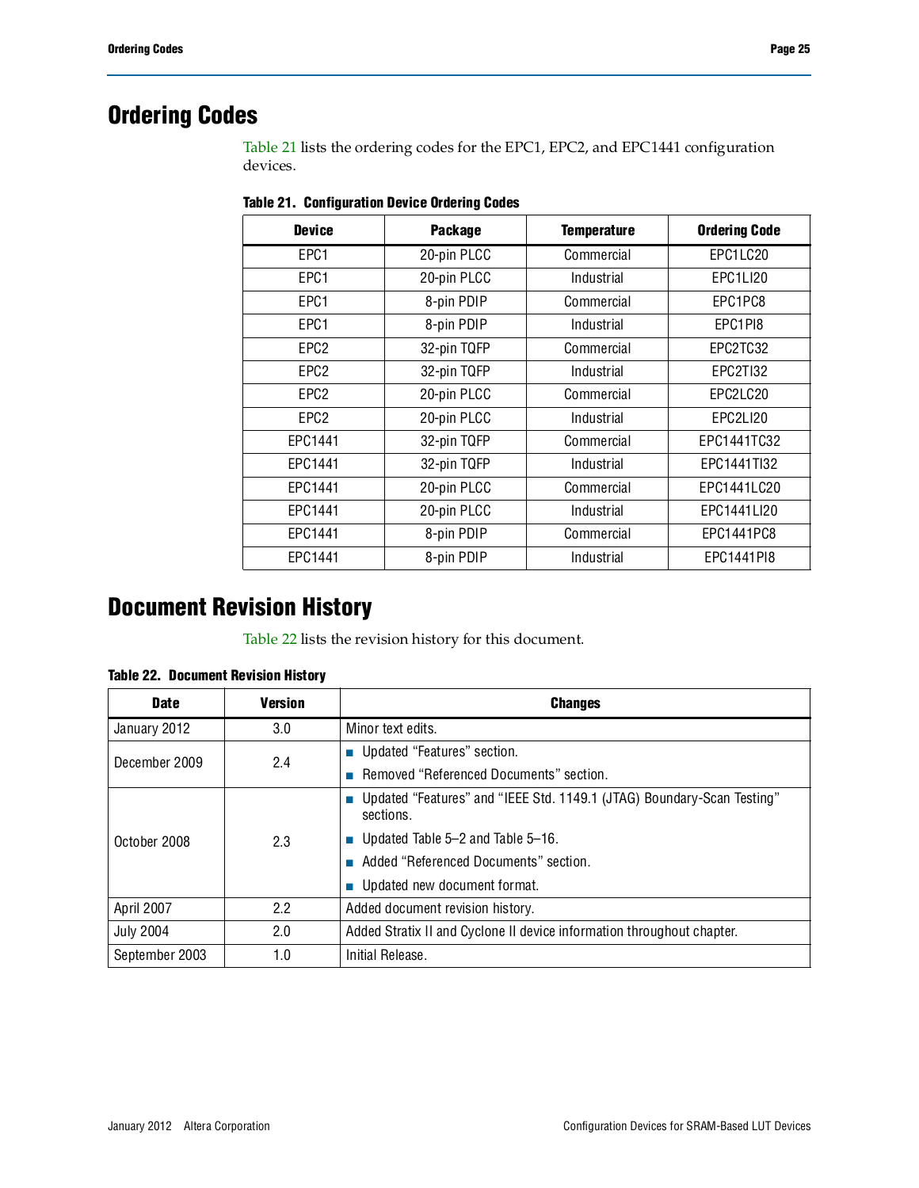# Ordering Codes

Table 21 lists the ordering codes for the EPC1, EPC2, and EPC1441 configuration devices.

**Table 21. Configuration Device Ordering Codes**

| Device | Package | Temperature | Ordering Code |
|---|---|---|---|
| EPC1 | 20-pin PLCC | Commercial | EPC1LC20 |
| EPC1 | 20-pin PLCC | Industrial | EPC1LI20 |
| EPC1 | 8-pin PDIP | Commercial | EPC1PC8 |
| EPC1 | 8-pin PDIP | Industrial | EPC1PI8 |
| EPC2 | 32-pin TQFP | Commercial | EPC2TC32 |
| EPC2 | 32-pin TQFP | Industrial | EPC2TI32 |
| EPC2 | 20-pin PLCC | Commercial | EPC2LC20 |
| EPC2 | 20-pin PLCC | Industrial | EPC2LI20 |
| EPC1441 | 32-pin TQFP | Commercial | EPC1441TC32 |
| EPC1441 | 32-pin TQFP | Industrial | EPC1441TI32 |
| EPC1441 | 20-pin PLCC | Commercial | EPC1441LC20 |
| EPC1441 | 20-pin PLCC | Industrial | EPC1441LI20 |
| EPC1441 | 8-pin PDIP | Commercial | EPC1441PC8 |
| EPC1441 | 8-pin PDIP | Industrial | EPC1441PI8 |

# Document Revision History

Table 22 lists the revision history for this document.

**Table 22. Document Revision History**

| Date | Version | Changes |
|---|---|---|
| January 2012 | 3.0 | Minor text edits. |
| December 2009 | 2.4 | ■ Updated "Features" section.<br>■ Removed "Referenced Documents" section. |
| October 2008 | 2.3 | ■ Updated "Features" and "IEEE Std. 1149.1 (JTAG) Boundary-Scan Testing" sections.<br>■ Updated Table 5–2 and Table 5–16.<br>■ Added "Referenced Documents" section.<br>■ Updated new document format. |
| April 2007 | 2.2 | Added document revision history. |
| July 2004 | 2.0 | Added Stratix II and Cyclone II device information throughout chapter. |
| September 2003 | 1.0 | Initial Release. |